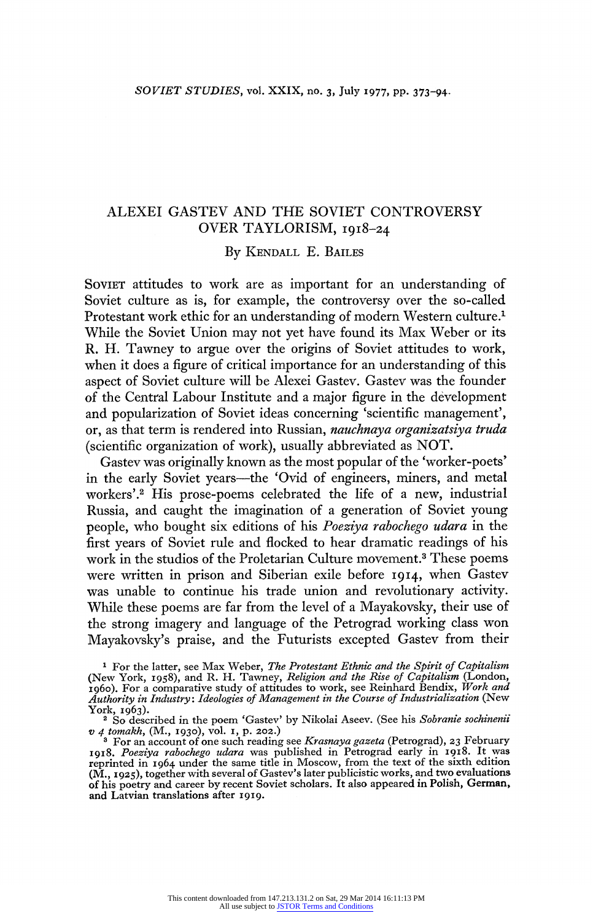# ALEXEI GASTEV AND THE SOVIET CONTROVERSY OVER TAYLORISM, 1918–24

By KENDALL E. BAILES

SOVIET attitudes to work are as important for an understanding of Soviet culture as is, for example, the controversy over the so-called Protestant work ethic for an understanding of modern Western culture.[1] While the Soviet Union may not yet have found its Max Weber or its R. H. Tawney to argue over the origins of Soviet attitudes to work, when it does a figure of critical importance for an understanding of this aspect of Soviet culture will be Alexei Gastev. Gastev was the founder of the Central Labour Institute and a major figure in the development and popularization of Soviet ideas concerning 'scientific management', or, as that term is rendered into Russian, *nauchnaya organizatsiya truda* (scientific organization of work), usually abbreviated as NOT.

Gastev was originally known as the most popular of the 'worker-poets' in the early Soviet years—the 'Ovid of engineers, miners, and metal workers'.[2] His prose-poems celebrated the life of a new, industrial Russia, and caught the imagination of a generation of Soviet young people, who bought six editions of his *Poeziya rabochego udara* in the first years of Soviet rule and flocked to hear dramatic readings of his work in the studios of the Proletarian Culture movement.[3] These poems were written in prison and Siberian exile before 1914, when Gastev was unable to continue his trade union and revolutionary activity. While these poems are far from the level of a Mayakovsky, their use of the strong imagery and language of the Petrograd working class won Mayakovsky's praise, and the Futurists excepted Gastev from their

[1] For the latter, see Max Weber, *The Protestant Ethnic and the Spirit of Capitalism* (New York, 1958), and R. H. Tawney, *Religion and the Rise of Capitalism* (London, 1960). For a comparative study of attitudes to work, see Reinhard Bendix, *Work and Authority in Industry: Ideologies of Management in the Course of Industrialization* (New York, 1963).

[2] So described in the poem 'Gastev' by Nikolai Aseev. (See his *Sobranie sochinenii v 4 tomakh*, (M., 1930), vol. 1, p. 202.)

[3] For an account of one such reading see *Krasnaya gazeta* (Petrograd), 23 February 1918. *Poeziya rabochego udara* was published in Petrograd early in 1918. It was reprinted in 1964 under the same title in Moscow, from the text of the sixth edition (M., 1925), together with several of Gastev's later publicistic works, and two evaluations of his poetry and career by recent Soviet scholars. It also appeared in Polish, German, and Latvian translations after 1919.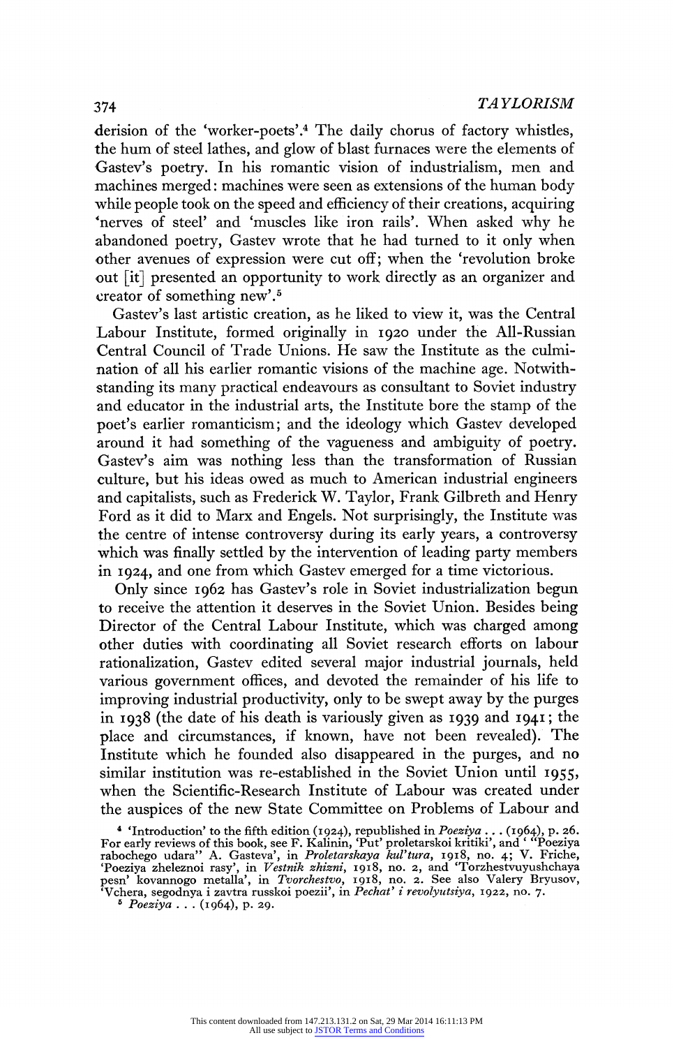derision of the 'worker-poets'.[4] The daily chorus of factory whistles, the hum of steel lathes, and glow of blast furnaces were the elements of Gastev's poetry. In his romantic vision of industrialism, men and machines merged: machines were seen as extensions of the human body while people took on the speed and efficiency of their creations, acquiring 'nerves of steel' and 'muscles like iron rails'. When asked why he abandoned poetry, Gastev wrote that he had turned to it only when other avenues of expression were cut off; when the 'revolution broke out [it] presented an opportunity to work directly as an organizer and creator of something new'.[5]

Gastev's last artistic creation, as he liked to view it, was the Central Labour Institute, formed originally in 1920 under the All-Russian Central Council of Trade Unions. He saw the Institute as the culmination of all his earlier romantic visions of the machine age. Notwithstanding its many practical endeavours as consultant to Soviet industry and educator in the industrial arts, the Institute bore the stamp of the poet's earlier romanticism; and the ideology which Gastev developed around it had something of the vagueness and ambiguity of poetry. Gastev's aim was nothing less than the transformation of Russian culture, but his ideas owed as much to American industrial engineers and capitalists, such as Frederick W. Taylor, Frank Gilbreth and Henry Ford as it did to Marx and Engels. Not surprisingly, the Institute was the centre of intense controversy during its early years, a controversy which was finally settled by the intervention of leading party members in 1924, and one from which Gastev emerged for a time victorious.

Only since 1962 has Gastev's role in Soviet industrialization begun to receive the attention it deserves in the Soviet Union. Besides being Director of the Central Labour Institute, which was charged among other duties with coordinating all Soviet research efforts on labour rationalization, Gastev edited several major industrial journals, held various government offices, and devoted the remainder of his life to improving industrial productivity, only to be swept away by the purges in 1938 (the date of his death is variously given as 1939 and 1941; the place and circumstances, if known, have not been revealed). The Institute which he founded also disappeared in the purges, and no similar institution was re-established in the Soviet Union until 1955, when the Scientific-Research Institute of Labour was created under the auspices of the new State Committee on Problems of Labour and

[4] 'Introduction' to the fifth edition (1924), republished in *Poeziya . . .* (1964), p. 26. For early reviews of this book, see F. Kalinin, 'Put' proletarskoi kritiki', and ' "Poeziya rabochego udara" A. Gasteva', in *Proletarskaya kul'tura*, 1918, no. 4; V. Friche, 'Poeziya zheleznoi rasy', in *Vestnik zhizni*, 1918, no. 2, and 'Torzhestvuyushchaya pesn' kovannogo metalla', in *Tvorchestvo*, 1918, no. 2. See also Valery Bryusov, 'Vchera, segodnya i zavtra russkoi poezii', in *Pechat' i revolyutsiya*, 1922, no. 7.

[5] *Poeziya . . .* (1964), p. 29.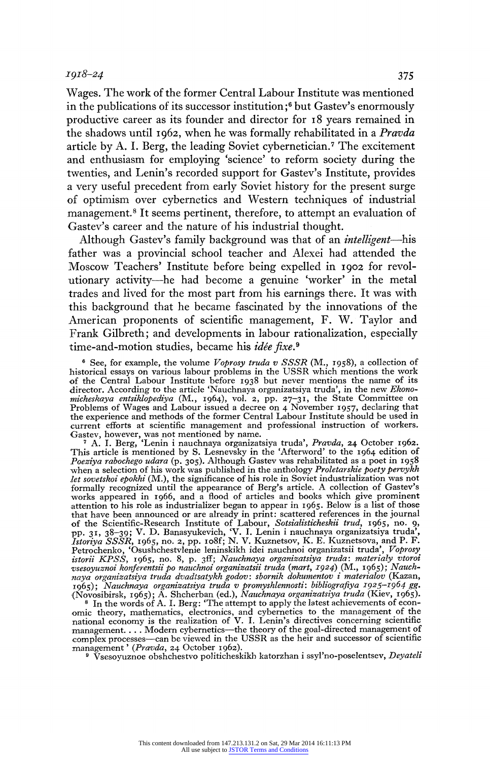Wages. The work of the former Central Labour Institute was mentioned in the publications of its successor institution;[6] but Gastev's enormously productive career as its founder and director for 18 years remained in the shadows until 1962, when he was formally rehabilitated in a *Pravda* article by A. I. Berg, the leading Soviet cybernetician.[7] The excitement and enthusiasm for employing 'science' to reform society during the twenties, and Lenin's recorded support for Gastev's Institute, provides a very useful precedent from early Soviet history for the present surge of optimism over cybernetics and Western techniques of industrial management.[8] It seems pertinent, therefore, to attempt an evaluation of Gastev's career and the nature of his industrial thought.

Although Gastev's family background was that of an *intelligent*—his father was a provincial school teacher and Alexei had attended the Moscow Teachers' Institute before being expelled in 1902 for revolutionary activity—he had become a genuine 'worker' in the metal trades and lived for the most part from his earnings there. It was with this background that he became fascinated by the innovations of the American proponents of scientific management, F. W. Taylor and Frank Gilbreth; and developments in labour rationalization, especially time-and-motion studies, became his *idée fixe*.[9]

[6] See, for example, the volume *Voprosy truda v SSSR* (M., 1958), a collection of historical essays on various labour problems in the USSR which mentions the work of the Central Labour Institute before 1938 but never mentions the name of its director. According to the article 'Nauchnaya organizatsiya truda', in the new *Ekonomicheskaya entsiklopediya* (M., 1964), vol. 2, pp. 27–31, the State Committee on Problems of Wages and Labour issued a decree on 4 November 1957, declaring that the experience and methods of the former Central Labour Institute should be used in current efforts at scientific management and professional instruction of workers. Gastev, however, was not mentioned by name.

[7] A. I. Berg, 'Lenin i nauchnaya organizatsiya truda', *Pravda*, 24 October 1962. This article is mentioned by S. Lesnevsky in the 'Afterword' to the 1964 edition of *Poeziya rabochego udara* (p. 305). Although Gastev was rehabilitated as a poet in 1958 when a selection of his work was published in the anthology *Proletarskie poety pervykh let sovetskoi epokhi* (M.), the significance of his role in Soviet industrialization was not formally recognized until the appearance of Berg's article. A collection of Gastev's works appeared in 1966, and a flood of articles and books which give prominent attention to his role as industrializer began to appear in 1965. Below is a list of those that have been announced or are already in print: scattered references in the journal of the Scientific-Research Institute of Labour, *Sotsialisticheskii trud*, 1965, no. 9, pp. 31, 38–39; V. D. Banasyukevich, 'V. I. Lenin i nauchnaya organizatsiya truda', *Istoriya SSSR*, 1965, no. 2, pp. 108f; N. V. Kuznetsov, K. E. Kuznetsova, and P. F. Petrochenko, 'Osushchestvlenie leninskikh idei nauchnoi organizatsii truda', *Voprosy istorii KPSS*, 1965, no. 8, p. 3ff; *Nauchnaya organizatsiya truda: materialy vtoroi vsesoyuznoi konferentsii po nauchnoi organizatsii truda (mart, 1924)* (M., 1965); *Nauchnaya organizatsiya truda dvadtsatykh godov: sbornik dokumentov i materialov* (Kazan, 1965); *Nauchnaya organizatsiya truda v promyshlennosti: bibliografiya 1925–1964 gg.* (Novosibirsk, 1965); A. Shcherban (ed.), *Nauchnaya organizatsiya truda* (Kiev, 1965).

[8] In the words of A. I. Berg: 'The attempt to apply the latest achievements of economic theory, mathematics, electronics, and cybernetics to the management of the national economy is the realization of V. I. Lenin's directives concerning scientific management. . . . Modern cybernetics—the theory of the goal-directed management of complex processes—can be viewed in the USSR as the heir and successor of scientific management' (*Pravda*, 24 October 1962).

[9] Vsesoyuznoe obshchestvo politicheskikh katorzhan i ssyl'no-poselentsev, *Deyateli*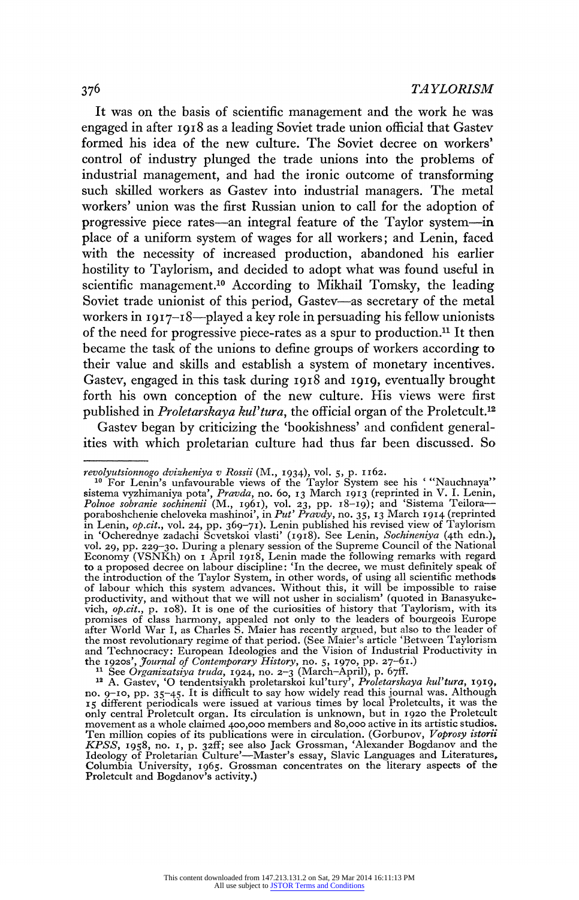It was on the basis of scientific management and the work he was engaged in after 1918 as a leading Soviet trade union official that Gastev formed his idea of the new culture. The Soviet decree on workers' control of industry plunged the trade unions into the problems of industrial management, and had the ironic outcome of transforming such skilled workers as Gastev into industrial managers. The metal workers' union was the first Russian union to call for the adoption of progressive piece rates—an integral feature of the Taylor system—in place of a uniform system of wages for all workers; and Lenin, faced with the necessity of increased production, abandoned his earlier hostility to Taylorism, and decided to adopt what was found useful in scientific management.[10] According to Mikhail Tomsky, the leading Soviet trade unionist of this period, Gastev—as secretary of the metal workers in 1917–18—played a key role in persuading his fellow unionists of the need for progressive piece-rates as a spur to production.[11] It then became the task of the unions to define groups of workers according to their value and skills and establish a system of monetary incentives. Gastev, engaged in this task during 1918 and 1919, eventually brought forth his own conception of the new culture. His views were first published in *Proletarskaya kul'tura*, the official organ of the Proletcult.[12]

Gastev began by criticizing the 'bookishness' and confident generalities with which proletarian culture had thus far been discussed. So

---

*revolyutsionnogo dvizheniya v Rossii* (M., 1934), vol. 5, p. 1162.

[10] For Lenin's unfavourable views of the Taylor System see his ' "Nauchnaya" sistema vyzhimaniya pota', *Pravda*, no. 60, 13 March 1913 (reprinted in V. I. Lenin, *Polnoe sobranie sochinenii* (M., 1961), vol. 23, pp. 18–19); and 'Sistema Teilora—poraboshchenie cheloveka mashinoi', in *Put' Pravdy*, no. 35, 13 March 1914 (reprinted in Lenin, *op.cit.*, vol. 24, pp. 369–71). Lenin published his revised view of Taylorism in 'Ocherednye zadachi Sovetskoi vlasti' (1918). See Lenin, *Sochineniya* (4th edn.), vol. 29, pp. 229–30. During a plenary session of the Supreme Council of the National Economy (VSNKh) on 1 April 1918, Lenin made the following remarks with regard to a proposed decree on labour discipline: 'In the decree, we must definitely speak of the introduction of the Taylor System, in other words, of using all scientific methods of labour which this system advances. Without this, it will be impossible to raise productivity, and without that we will not usher in socialism' (quoted in Banasyukevich, *op.cit.*, p. 108). It is one of the curiosities of history that Taylorism, with its promises of class harmony, appealed not only to the leaders of bourgeois Europe after World War I, as Charles S. Maier has recently argued, but also to the leader of the most revolutionary regime of that period. (See Maier's article 'Between Taylorism and Technocracy: European Ideologies and the Vision of Industrial Productivity in the 1920s', *Journal of Contemporary History*, no. 5, 1970, pp. 27–61.)

[11] See *Organizatsiya truda*, 1924, no. 2–3 (March–April), p. 67ff.

[12] A. Gastev, 'O tendentsiyakh proletarskoi kul'tury', *Proletarskaya kul'tura*, 1919, no. 9–10, pp. 35–45. It is difficult to say how widely read this journal was. Although 15 different periodicals were issued at various times by local Proletcults, it was the only central Proletcult organ. Its circulation is unknown, but in 1920 the Proletcult movement as a whole claimed 400,000 members and 80,000 active in its artistic studios. Ten million copies of its publications were in circulation. (Gorbunov, *Voprosy istorii KPSS*, 1958, no. 1, p. 32ff; see also Jack Grossman, 'Alexander Bogdanov and the Ideology of Proletarian Culture'—Master's essay, Slavic Languages and Literatures, Columbia University, 1965. Grossman concentrates on the literary aspects of the Proletcult and Bogdanov's activity.)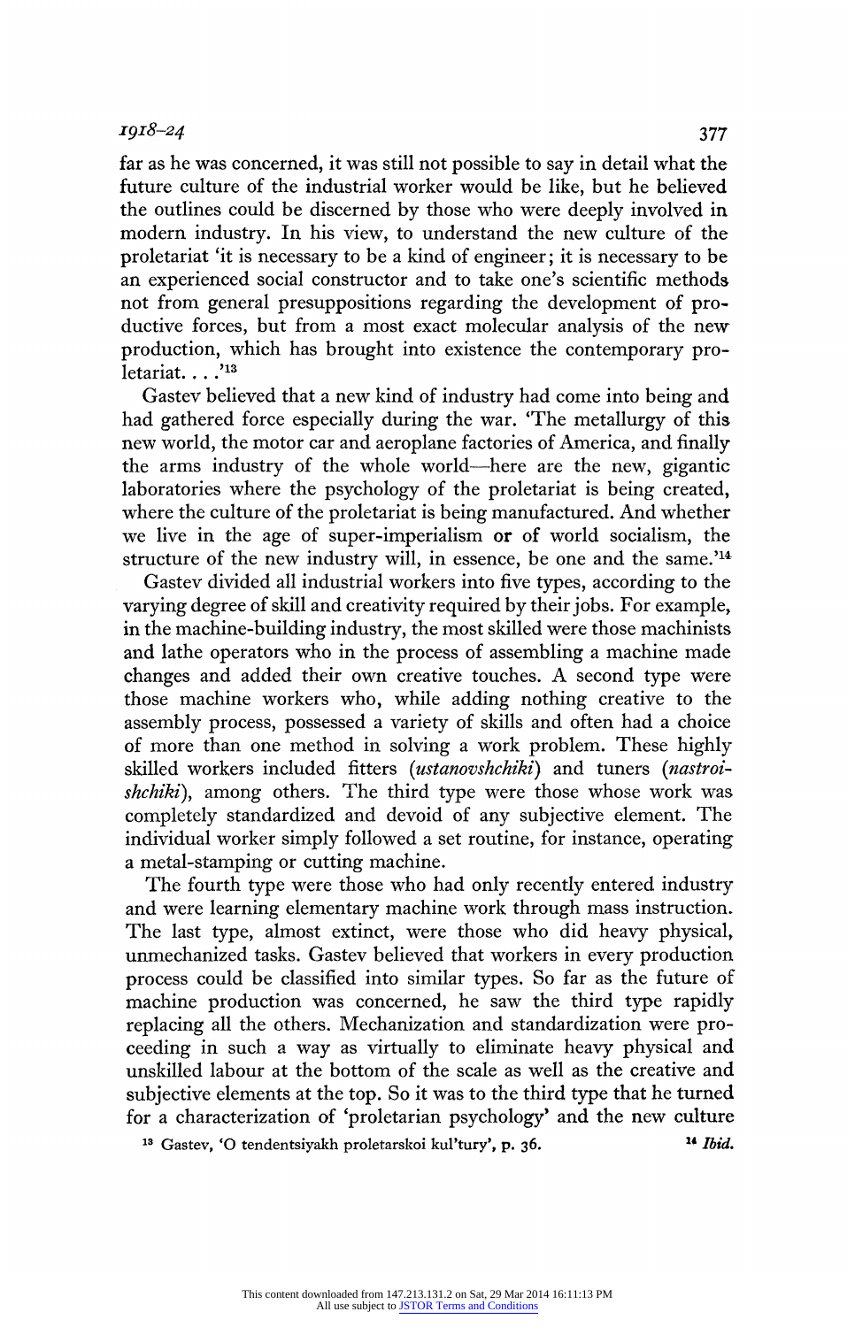far as he was concerned, it was still not possible to say in detail what the future culture of the industrial worker would be like, but he believed the outlines could be discerned by those who were deeply involved in modern industry. In his view, to understand the new culture of the proletariat 'it is necessary to be a kind of engineer; it is necessary to be an experienced social constructor and to take one's scientific methods not from general presuppositions regarding the development of productive forces, but from a most exact molecular analysis of the new production, which has brought into existence the contemporary proletariat. . . .'[13]

Gastev believed that a new kind of industry had come into being and had gathered force especially during the war. 'The metallurgy of this new world, the motor car and aeroplane factories of America, and finally the arms industry of the whole world—here are the new, gigantic laboratories where the psychology of the proletariat is being created, where the culture of the proletariat is being manufactured. And whether we live in the age of super-imperialism or of world socialism, the structure of the new industry will, in essence, be one and the same.'[14]

Gastev divided all industrial workers into five types, according to the varying degree of skill and creativity required by their jobs. For example, in the machine-building industry, the most skilled were those machinists and lathe operators who in the process of assembling a machine made changes and added their own creative touches. A second type were those machine workers who, while adding nothing creative to the assembly process, possessed a variety of skills and often had a choice of more than one method in solving a work problem. These highly skilled workers included fitters (*ustanovshchiki*) and tuners (*nastroishchiki*), among others. The third type were those whose work was completely standardized and devoid of any subjective element. The individual worker simply followed a set routine, for instance, operating a metal-stamping or cutting machine.

The fourth type were those who had only recently entered industry and were learning elementary machine work through mass instruction. The last type, almost extinct, were those who did heavy physical, unmechanized tasks. Gastev believed that workers in every production process could be classified into similar types. So far as the future of machine production was concerned, he saw the third type rapidly replacing all the others. Mechanization and standardization were proceeding in such a way as virtually to eliminate heavy physical and unskilled labour at the bottom of the scale as well as the creative and subjective elements at the top. So it was to the third type that he turned for a characterization of 'proletarian psychology' and the new culture

[13] Gastev, 'O tendentsiyakh proletarskoi kul'tury', p. 36.

[14] *Ibid.*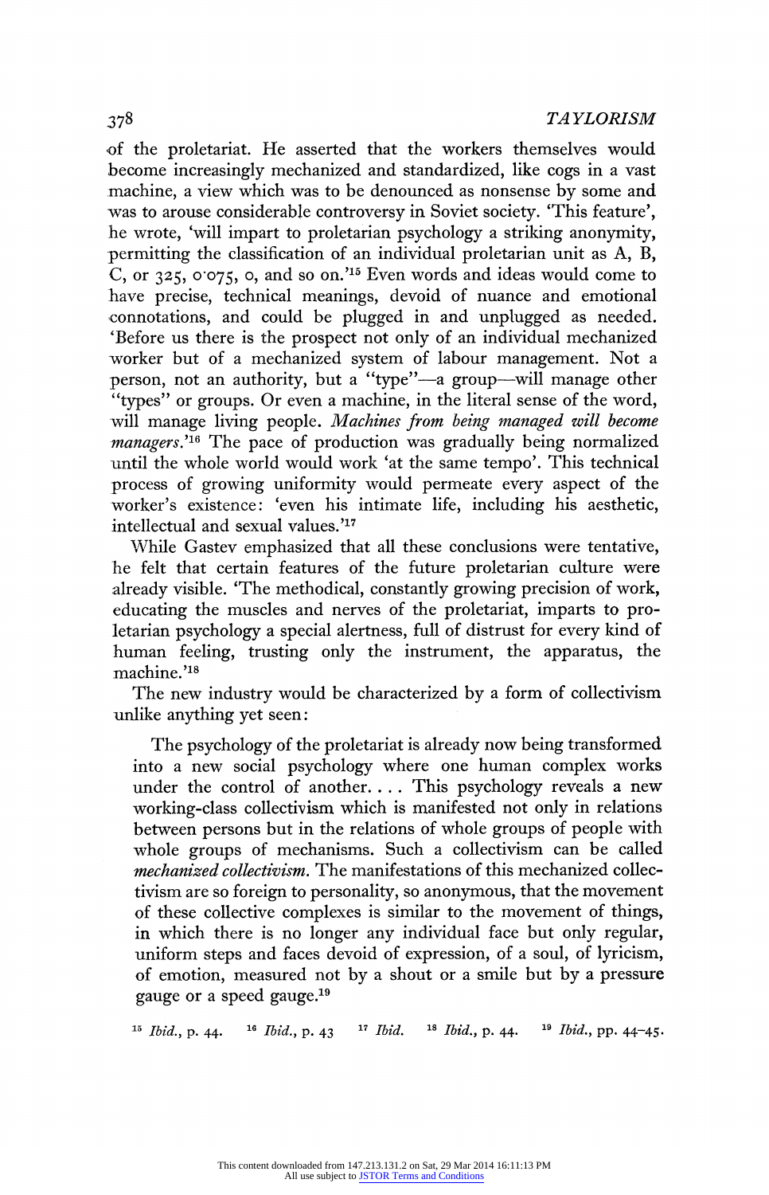of the proletariat. He asserted that the workers themselves would become increasingly mechanized and standardized, like cogs in a vast machine, a view which was to be denounced as nonsense by some and was to arouse considerable controversy in Soviet society. 'This feature', he wrote, 'will impart to proletarian psychology a striking anonymity, permitting the classification of an individual proletarian unit as A, B, C, or 325, 0·075, 0, and so on.'[15] Even words and ideas would come to have precise, technical meanings, devoid of nuance and emotional connotations, and could be plugged in and unplugged as needed. 'Before us there is the prospect not only of an individual mechanized worker but of a mechanized system of labour management. Not a person, not an authority, but a "type"—a group—will manage other "types" or groups. Or even a machine, in the literal sense of the word, will manage living people. *Machines from being managed will become managers*.'[16] The pace of production was gradually being normalized until the whole world would work 'at the same tempo'. This technical process of growing uniformity would permeate every aspect of the worker's existence: 'even his intimate life, including his aesthetic, intellectual and sexual values.'[17]

While Gastev emphasized that all these conclusions were tentative, he felt that certain features of the future proletarian culture were already visible. 'The methodical, constantly growing precision of work, educating the muscles and nerves of the proletariat, imparts to proletarian psychology a special alertness, full of distrust for every kind of human feeling, trusting only the instrument, the apparatus, the machine.'[18]

The new industry would be characterized by a form of collectivism unlike anything yet seen:

> The psychology of the proletariat is already now being transformed into a new social psychology where one human complex works under the control of another.... This psychology reveals a new working-class collectivism which is manifested not only in relations between persons but in the relations of whole groups of people with whole groups of mechanisms. Such a collectivism can be called *mechanized collectivism*. The manifestations of this mechanized collectivism are so foreign to personality, so anonymous, that the movement of these collective complexes is similar to the movement of things, in which there is no longer any individual face but only regular, uniform steps and faces devoid of expression, of a soul, of lyricism, of emotion, measured not by a shout or a smile but by a pressure gauge or a speed gauge.[19]

[15] *Ibid.*, p. 44. [16] *Ibid.*, p. 43 [17] *Ibid.* [18] *Ibid.*, p. 44. [19] *Ibid.*, pp. 44–45.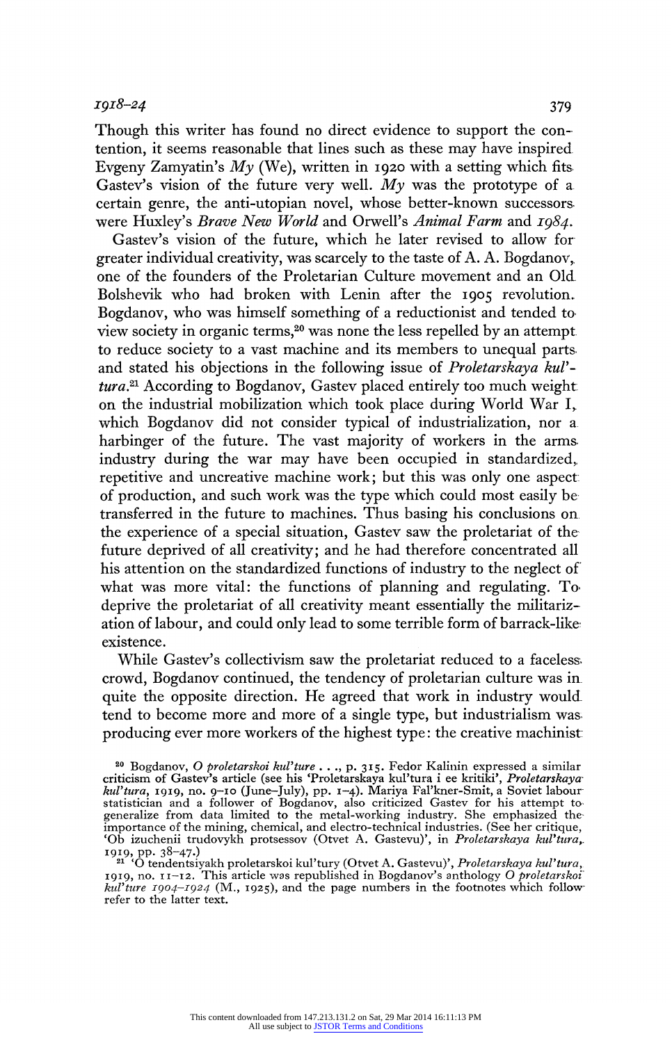Though this writer has found no direct evidence to support the contention, it seems reasonable that lines such as these may have inspired Evgeny Zamyatin's *My* (We), written in 1920 with a setting which fits Gastev's vision of the future very well. *My* was the prototype of a certain genre, the anti-utopian novel, whose better-known successors were Huxley's *Brave New World* and Orwell's *Animal Farm* and *1984*.

Gastev's vision of the future, which he later revised to allow for greater individual creativity, was scarcely to the taste of A. A. Bogdanov, one of the founders of the Proletarian Culture movement and an Old Bolshevik who had broken with Lenin after the 1905 revolution. Bogdanov, who was himself something of a reductionist and tended to view society in organic terms,[20] was none the less repelled by an attempt to reduce society to a vast machine and its members to unequal parts and stated his objections in the following issue of *Proletarskaya kul'tura*.[21] According to Bogdanov, Gastev placed entirely too much weight on the industrial mobilization which took place during World War I, which Bogdanov did not consider typical of industrialization, nor a harbinger of the future. The vast majority of workers in the arms industry during the war may have been occupied in standardized, repetitive and uncreative machine work; but this was only one aspect of production, and such work was the type which could most easily be transferred in the future to machines. Thus basing his conclusions on the experience of a special situation, Gastev saw the proletariat of the future deprived of all creativity; and he had therefore concentrated all his attention on the standardized functions of industry to the neglect of what was more vital: the functions of planning and regulating. To deprive the proletariat of all creativity meant essentially the militarization of labour, and could only lead to some terrible form of barrack-like existence.

While Gastev's collectivism saw the proletariat reduced to a faceless crowd, Bogdanov continued, the tendency of proletarian culture was in quite the opposite direction. He agreed that work in industry would tend to become more and more of a single type, but industrialism was producing ever more workers of the highest type: the creative machinist

[20] Bogdanov, *O proletarskoi kul'ture . . .*, p. 315. Fedor Kalinin expressed a similar criticism of Gastev's article (see his 'Proletarskaya kul'tura i ee kritiki', *Proletarskaya kul'tura*, 1919, no. 9–10 (June–July), pp. 1–4). Mariya Fal'kner-Smit, a Soviet labour statistician and a follower of Bogdanov, also criticized Gastev for his attempt to generalize from data limited to the metal-working industry. She emphasized the importance of the mining, chemical, and electro-technical industries. (See her critique, 'Ob izuchenii trudovykh protsessov (Otvet A. Gastevu)', in *Proletarskaya kul'tura*, 1919, pp. 38–47.)

[21] 'O tendentsiyakh proletarskoi kul'tury (Otvet A. Gastevu)', *Proletarskaya kul'tura*, 1919, no. 11–12. This article was republished in Bogdanov's anthology *O proletarskoi kul'ture 1904–1924* (M., 1925), and the page numbers in the footnotes which follow refer to the latter text.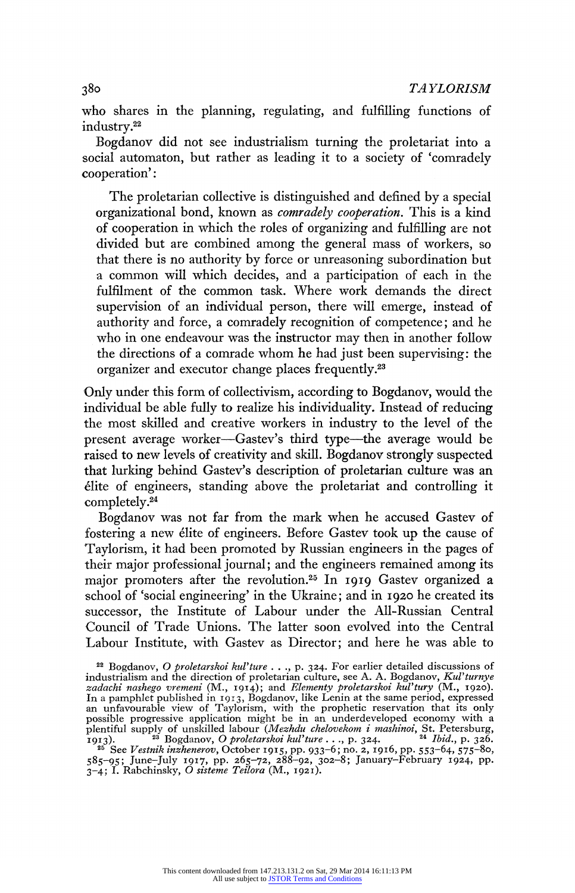who shares in the planning, regulating, and fulfilling functions of industry.[22]

Bogdanov did not see industrialism turning the proletariat into a social automaton, but rather as leading it to a society of 'comradely cooperation':

> The proletarian collective is distinguished and defined by a special organizational bond, known as *comradely cooperation*. This is a kind of cooperation in which the roles of organizing and fulfilling are not divided but are combined among the general mass of workers, so that there is no authority by force or unreasoning subordination but a common will which decides, and a participation of each in the fulfilment of the common task. Where work demands the direct supervision of an individual person, there will emerge, instead of authority and force, a comradely recognition of competence; and he who in one endeavour was the instructor may then in another follow the directions of a comrade whom he had just been supervising: the organizer and executor change places frequently.[23]

Only under this form of collectivism, according to Bogdanov, would the individual be able fully to realize his individuality. Instead of reducing the most skilled and creative workers in industry to the level of the present average worker—Gastev's third type—the average would be raised to new levels of creativity and skill. Bogdanov strongly suspected that lurking behind Gastev's description of proletarian culture was an élite of engineers, standing above the proletariat and controlling it completely.[24]

Bogdanov was not far from the mark when he accused Gastev of fostering a new élite of engineers. Before Gastev took up the cause of Taylorism, it had been promoted by Russian engineers in the pages of their major professional journal; and the engineers remained among its major promoters after the revolution.[25] In 1919 Gastev organized a school of 'social engineering' in the Ukraine; and in 1920 he created its successor, the Institute of Labour under the All-Russian Central Council of Trade Unions. The latter soon evolved into the Central Labour Institute, with Gastev as Director; and here he was able to

[22] Bogdanov, *O proletarskoi kul'ture . . .*, p. 324. For earlier detailed discussions of industrialism and the direction of proletarian culture, see A. A. Bogdanov, *Kul'turnye zadachi nashego vremeni* (M., 1914); and *Elementy proletarskoi kul'tury* (M., 1920). In a pamphlet published in 1913, Bogdanov, like Lenin at the same period, expressed an unfavourable view of Taylorism, with the prophetic reservation that its only possible progressive application might be in an underdeveloped economy with a plentiful supply of unskilled labour (*Mezhdu chelovekom i mashinoi*, St. Petersburg, 1913).

[23] Bogdanov, *O proletarskoi kul'ture . . .*, p. 324.

[24] *Ibid.*, p. 326.

[25] See *Vestnik inzhenerov*, October 1915, pp. 933–6; no. 2, 1916, pp. 553–64, 575–80, 585–95; June–July 1917, pp. 265–72, 288–92, 302–8; January–February 1924, pp. 3–4; I. Rabchinsky, *O sisteme Teilora* (M., 1921).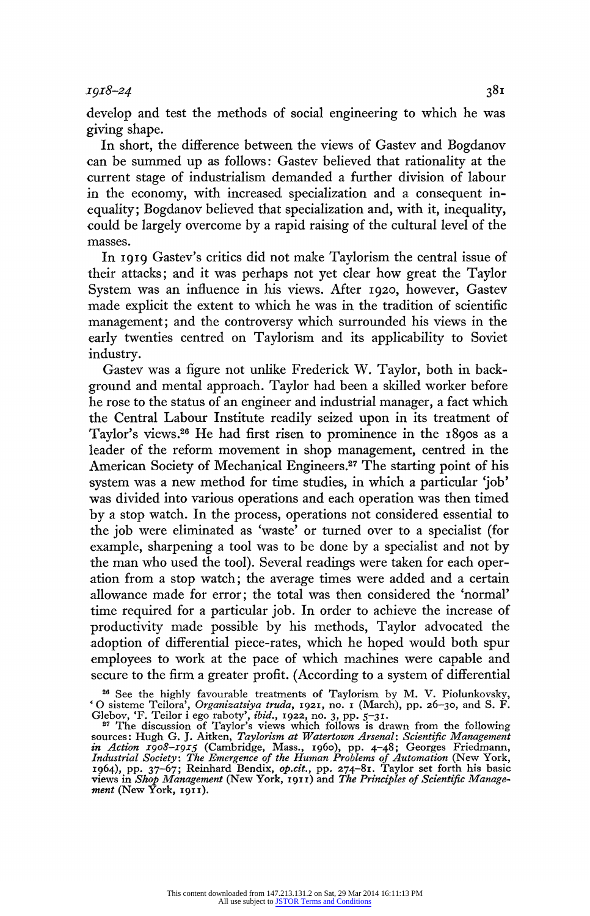develop and test the methods of social engineering to which he was giving shape.

In short, the difference between the views of Gastev and Bogdanov can be summed up as follows: Gastev believed that rationality at the current stage of industrialism demanded a further division of labour in the economy, with increased specialization and a consequent inequality; Bogdanov believed that specialization and, with it, inequality, could be largely overcome by a rapid raising of the cultural level of the masses.

In 1919 Gastev's critics did not make Taylorism the central issue of their attacks; and it was perhaps not yet clear how great the Taylor System was an influence in his views. After 1920, however, Gastev made explicit the extent to which he was in the tradition of scientific management; and the controversy which surrounded his views in the early twenties centred on Taylorism and its applicability to Soviet industry.

Gastev was a figure not unlike Frederick W. Taylor, both in background and mental approach. Taylor had been a skilled worker before he rose to the status of an engineer and industrial manager, a fact which the Central Labour Institute readily seized upon in its treatment of Taylor's views.[26] He had first risen to prominence in the 1890s as a leader of the reform movement in shop management, centred in the American Society of Mechanical Engineers.[27] The starting point of his system was a new method for time studies, in which a particular 'job' was divided into various operations and each operation was then timed by a stop watch. In the process, operations not considered essential to the job were eliminated as 'waste' or turned over to a specialist (for example, sharpening a tool was to be done by a specialist and not by the man who used the tool). Several readings were taken for each operation from a stop watch; the average times were added and a certain allowance made for error; the total was then considered the 'normal' time required for a particular job. In order to achieve the increase of productivity made possible by his methods, Taylor advocated the adoption of differential piece-rates, which he hoped would both spur employees to work at the pace of which machines were capable and secure to the firm a greater profit. (According to a system of differential

[26] See the highly favourable treatments of Taylorism by M. V. Piolunkovsky, 'O sisteme Teilora', *Organizatsiya truda*, 1921, no. 1 (March), pp. 26–30, and S. F. Glebov, 'F. Teilor i ego raboty', *ibid.*, 1922, no. 3, pp. 5–31.

[27] The discussion of Taylor's views which follows is drawn from the following sources: Hugh G. J. Aitken, *Taylorism at Watertown Arsenal: Scientific Management in Action 1908–1915* (Cambridge, Mass., 1960), pp. 4–48; Georges Friedmann, *Industrial Society: The Emergence of the Human Problems of Automation* (New York, 1964), pp. 37–67; Reinhard Bendix, *op.cit.*, pp. 274–81. Taylor set forth his basic views in *Shop Management* (New York, 1911) and *The Principles of Scientific Management* (New York, 1911).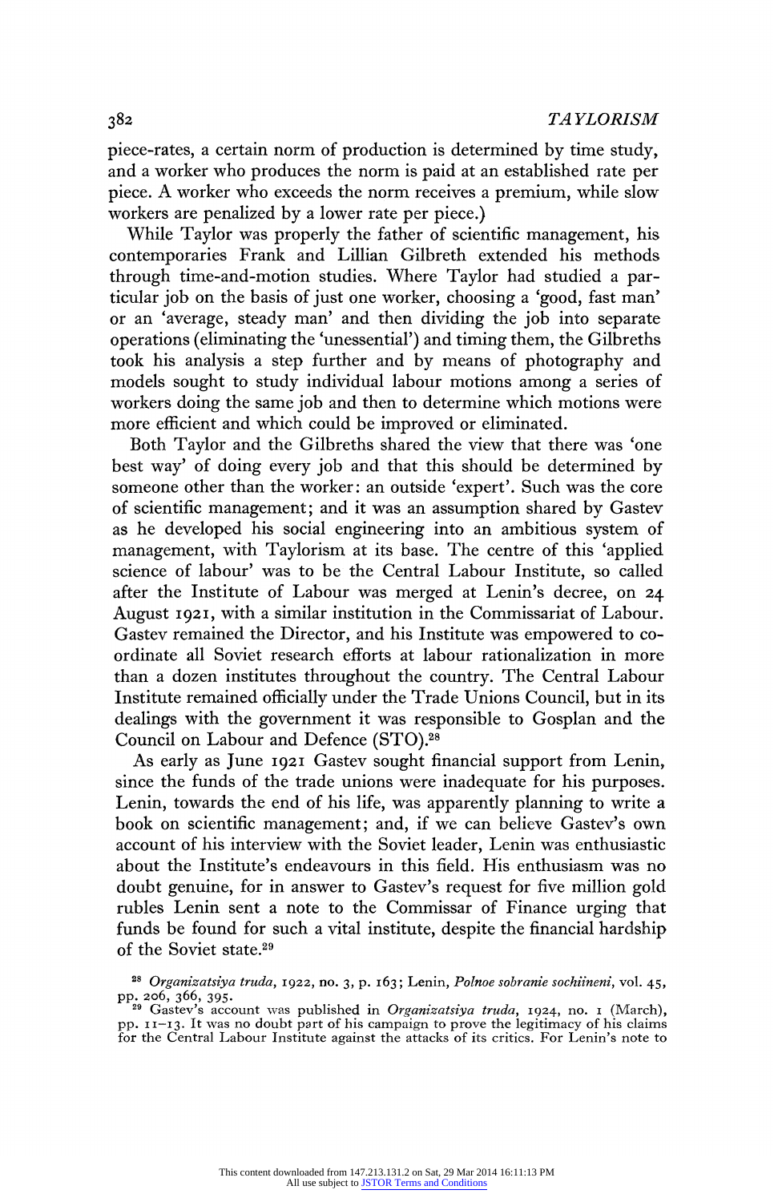piece-rates, a certain norm of production is determined by time study, and a worker who produces the norm is paid at an established rate per piece. A worker who exceeds the norm receives a premium, while slow workers are penalized by a lower rate per piece.)

While Taylor was properly the father of scientific management, his contemporaries Frank and Lillian Gilbreth extended his methods through time-and-motion studies. Where Taylor had studied a particular job on the basis of just one worker, choosing a 'good, fast man' or an 'average, steady man' and then dividing the job into separate operations (eliminating the 'unessential') and timing them, the Gilbreths took his analysis a step further and by means of photography and models sought to study individual labour motions among a series of workers doing the same job and then to determine which motions were more efficient and which could be improved or eliminated.

Both Taylor and the Gilbreths shared the view that there was 'one best way' of doing every job and that this should be determined by someone other than the worker: an outside 'expert'. Such was the core of scientific management; and it was an assumption shared by Gastev as he developed his social engineering into an ambitious system of management, with Taylorism at its base. The centre of this 'applied science of labour' was to be the Central Labour Institute, so called after the Institute of Labour was merged at Lenin's decree, on 24 August 1921, with a similar institution in the Commissariat of Labour. Gastev remained the Director, and his Institute was empowered to co-ordinate all Soviet research efforts at labour rationalization in more than a dozen institutes throughout the country. The Central Labour Institute remained officially under the Trade Unions Council, but in its dealings with the government it was responsible to Gosplan and the Council on Labour and Defence (STO).[28]

As early as June 1921 Gastev sought financial support from Lenin, since the funds of the trade unions were inadequate for his purposes. Lenin, towards the end of his life, was apparently planning to write a book on scientific management; and, if we can believe Gastev's own account of his interview with the Soviet leader, Lenin was enthusiastic about the Institute's endeavours in this field. His enthusiasm was no doubt genuine, for in answer to Gastev's request for five million gold rubles Lenin sent a note to the Commissar of Finance urging that funds be found for such a vital institute, despite the financial hardship of the Soviet state.[29]

[28] *Organizatsiya truda*, 1922, no. 3, p. 163; Lenin, *Polnoe sobranie sochiineni*, vol. 45, pp. 206, 366, 395.

[29] Gastev's account was published in *Organizatsiya truda*, 1924, no. 1 (March), pp. 11–13. It was no doubt part of his campaign to prove the legitimacy of his claims for the Central Labour Institute against the attacks of its critics. For Lenin's note to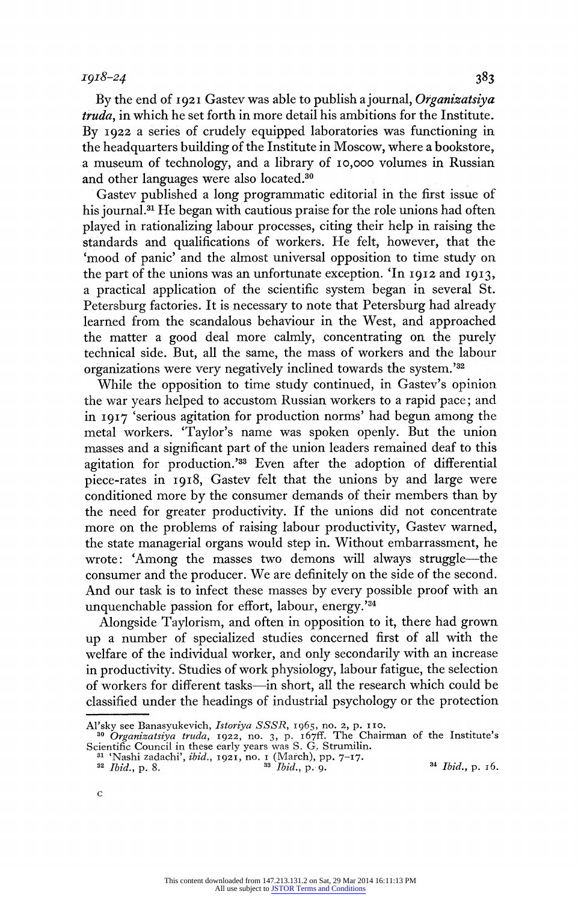By the end of 1921 Gastev was able to publish a journal, *Organizatsiya truda*, in which he set forth in more detail his ambitions for the Institute. By 1922 a series of crudely equipped laboratories was functioning in the headquarters building of the Institute in Moscow, where a bookstore, a museum of technology, and a library of 10,000 volumes in Russian and other languages were also located.[30]

Gastev published a long programmatic editorial in the first issue of his journal.[31] He began with cautious praise for the role unions had often played in rationalizing labour processes, citing their help in raising the standards and qualifications of workers. He felt, however, that the 'mood of panic' and the almost universal opposition to time study on the part of the unions was an unfortunate exception. 'In 1912 and 1913, a practical application of the scientific system began in several St. Petersburg factories. It is necessary to note that Petersburg had already learned from the scandalous behaviour in the West, and approached the matter a good deal more calmly, concentrating on the purely technical side. But, all the same, the mass of workers and the labour organizations were very negatively inclined towards the system.'[32]

While the opposition to time study continued, in Gastev's opinion the war years helped to accustom Russian workers to a rapid pace; and in 1917 'serious agitation for production norms' had begun among the metal workers. 'Taylor's name was spoken openly. But the union masses and a significant part of the union leaders remained deaf to this agitation for production.'[33] Even after the adoption of differential piece-rates in 1918, Gastev felt that the unions by and large were conditioned more by the consumer demands of their members than by the need for greater productivity. If the unions did not concentrate more on the problems of raising labour productivity, Gastev warned, the state managerial organs would step in. Without embarrassment, he wrote: 'Among the masses two demons will always struggle—the consumer and the producer. We are definitely on the side of the second. And our task is to infect these masses by every possible proof with an unquenchable passion for effort, labour, energy.'[34]

Alongside Taylorism, and often in opposition to it, there had grown up a number of specialized studies concerned first of all with the welfare of the individual worker, and only secondarily with an increase in productivity. Studies of work physiology, labour fatigue, the selection of workers for different tasks—in short, all the research which could be classified under the headings of industrial psychology or the protection

---

Al'sky see Banasyukevich, *Istoriya SSSR*, 1965, no. 2, p. 110.

[30] *Organizatsiya truda*, 1922, no. 3, p. 167ff. The Chairman of the Institute's Scientific Council in these early years was S. G. Strumilin.

[31] 'Nashi zadachi', *ibid.*, 1921, no. 1 (March), pp. 7–17.

[32] *Ibid.*, p. 8.

[33] *Ibid.*, p. 9.

[34] *Ibid.*, p. 16.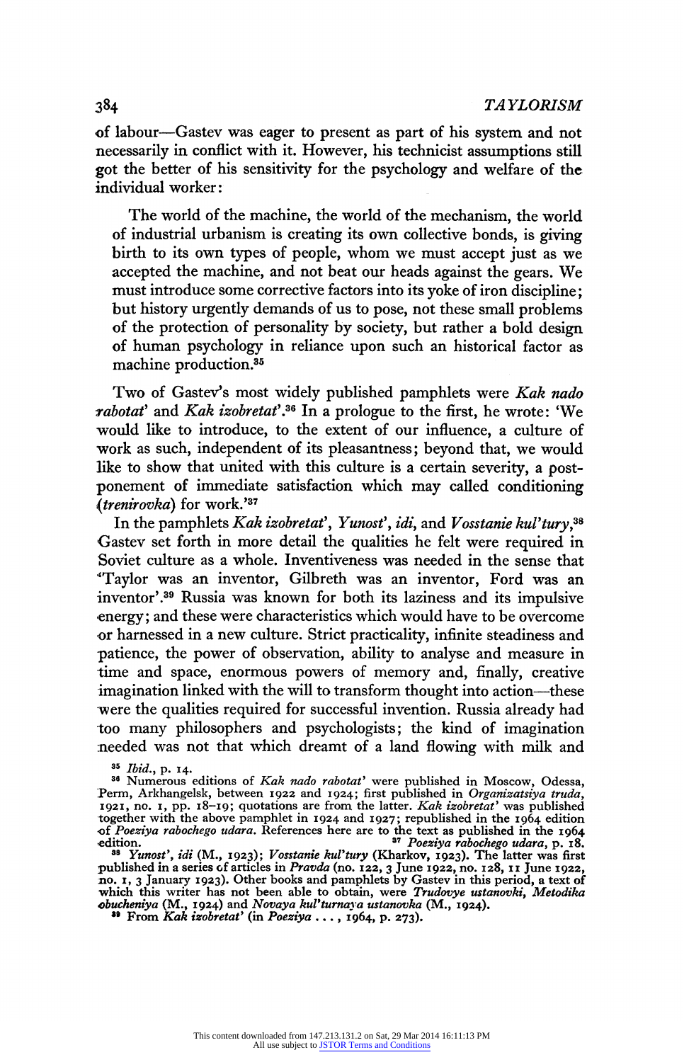of labour—Gastev was eager to present as part of his system and not necessarily in conflict with it. However, his technicist assumptions still got the better of his sensitivity for the psychology and welfare of the individual worker:

> The world of the machine, the world of the mechanism, the world of industrial urbanism is creating its own collective bonds, is giving birth to its own types of people, whom we must accept just as we accepted the machine, and not beat our heads against the gears. We must introduce some corrective factors into its yoke of iron discipline; but history urgently demands of us to pose, not these small problems of the protection of personality by society, but rather a bold design of human psychology in reliance upon such an historical factor as machine production.[35]

Two of Gastev's most widely published pamphlets were *Kak nado rabotat'* and *Kak izobretat'*.[36] In a prologue to the first, he wrote: 'We would like to introduce, to the extent of our influence, a culture of work as such, independent of its pleasantness; beyond that, we would like to show that united with this culture is a certain severity, a postponement of immediate satisfaction which may called conditioning (*trenirovka*) for work.'[37]

In the pamphlets *Kak izobretat'*, *Yunost'*, *idi*, and *Vosstanie kul'tury*,[38] Gastev set forth in more detail the qualities he felt were required in Soviet culture as a whole. Inventiveness was needed in the sense that 'Taylor was an inventor, Gilbreth was an inventor, Ford was an inventor'.[39] Russia was known for both its laziness and its impulsive energy; and these were characteristics which would have to be overcome or harnessed in a new culture. Strict practicality, infinite steadiness and patience, the power of observation, ability to analyse and measure in time and space, enormous powers of memory and, finally, creative imagination linked with the will to transform thought into action—these were the qualities required for successful invention. Russia already had too many philosophers and psychologists; the kind of imagination needed was not that which dreamt of a land flowing with milk and

[35] *Ibid.*, p. 14.

[36] Numerous editions of *Kak nado rabotat'* were published in Moscow, Odessa, Perm, Arkhangelsk, between 1922 and 1924; first published in *Organizatsiya truda*, 1921, no. 1, pp. 18–19; quotations are from the latter. *Kak izobretat'* was published together with the above pamphlet in 1924 and 1927; republished in the 1964 edition of *Poeziya rabochego udara*. References here are to the text as published in the 1964 edition.

[37] *Poeziya rabochego udara*, p. 18.

[38] *Yunost', idi* (M., 1923); *Vosstanie kul'tury* (Kharkov, 1923). The latter was first published in a series of articles in *Pravda* (no. 122, 3 June 1922, no. 128, 11 June 1922, no. 1, 3 January 1923). Other books and pamphlets by Gastev in this period, a text of which this writer has not been able to obtain, were *Trudovye ustanovki*, *Metodika obucheniya* (M., 1924) and *Novaya kul'turnaya ustanovka* (M., 1924).

[39] From *Kak izobretat'* (in *Poeziya* . . . , 1964, p. 273).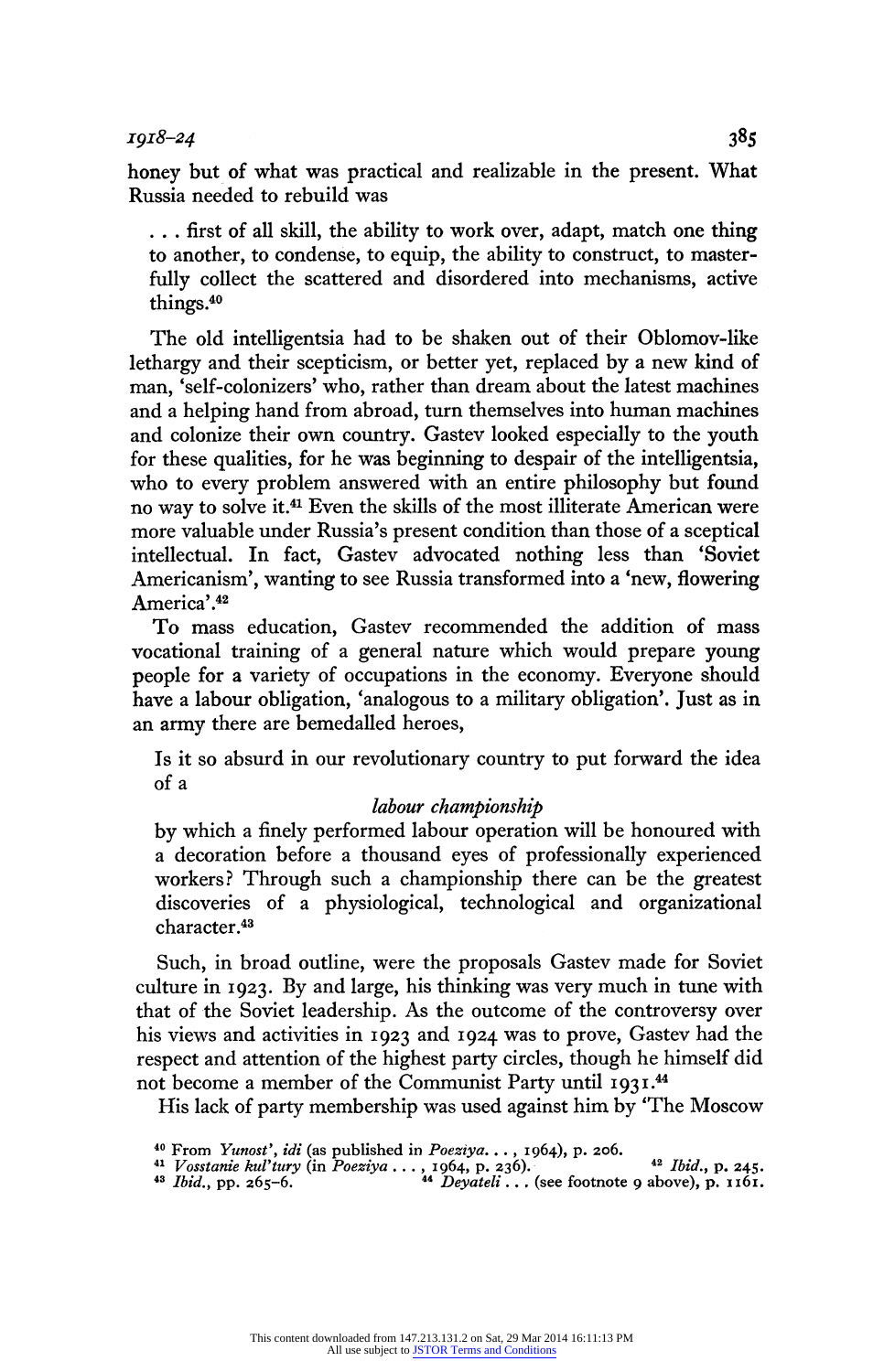honey but of what was practical and realizable in the present. What Russia needed to rebuild was

> . . . first of all skill, the ability to work over, adapt, match one thing to another, to condense, to equip, the ability to construct, to masterfully collect the scattered and disordered into mechanisms, active things.[40]

The old intelligentsia had to be shaken out of their Oblomov-like lethargy and their scepticism, or better yet, replaced by a new kind of man, 'self-colonizers' who, rather than dream about the latest machines and a helping hand from abroad, turn themselves into human machines and colonize their own country. Gastev looked especially to the youth for these qualities, for he was beginning to despair of the intelligentsia, who to every problem answered with an entire philosophy but found no way to solve it.[41] Even the skills of the most illiterate American were more valuable under Russia's present condition than those of a sceptical intellectual. In fact, Gastev advocated nothing less than 'Soviet Americanism', wanting to see Russia transformed into a 'new, flowering America'.[42]

To mass education, Gastev recommended the addition of mass vocational training of a general nature which would prepare young people for a variety of occupations in the economy. Everyone should have a labour obligation, 'analogous to a military obligation'. Just as in an army there are bemedalled heroes,

> Is it so absurd in our revolutionary country to put forward the idea of a
>
> *labour championship*
>
> by which a finely performed labour operation will be honoured with a decoration before a thousand eyes of professionally experienced workers? Through such a championship there can be the greatest discoveries of a physiological, technological and organizational character.[43]

Such, in broad outline, were the proposals Gastev made for Soviet culture in 1923. By and large, his thinking was very much in tune with that of the Soviet leadership. As the outcome of the controversy over his views and activities in 1923 and 1924 was to prove, Gastev had the respect and attention of the highest party circles, though he himself did not become a member of the Communist Party until 1931.[44]

His lack of party membership was used against him by 'The Moscow

---

[40] From *Yunost', idi* (as published in *Poeziya. . .*, 1964), p. 206.

[41] *Vosstanie kul'tury* (in *Poeziya . . .*, 1964, p. 236).

[42] *Ibid.*, p. 245.

[43] *Ibid.*, pp. 265–6.

[44] *Deyateli . . .* (see footnote 9 above), p. 1161.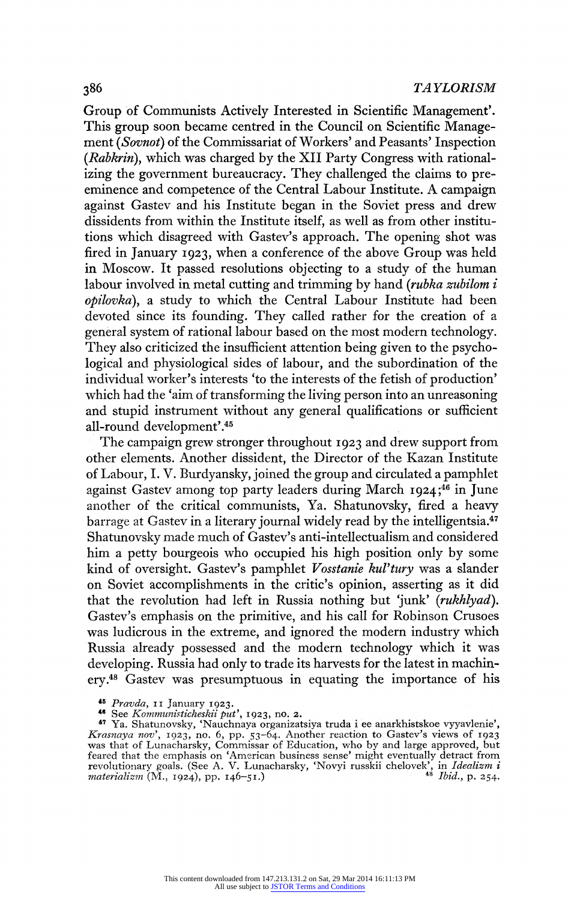Group of Communists Actively Interested in Scientific Management'. This group soon became centred in the Council on Scientific Management (*Sovnot*) of the Commissariat of Workers' and Peasants' Inspection (*Rabkrin*), which was charged by the XII Party Congress with rationalizing the government bureaucracy. They challenged the claims to pre-eminence and competence of the Central Labour Institute. A campaign against Gastev and his Institute began in the Soviet press and drew dissidents from within the Institute itself, as well as from other institutions which disagreed with Gastev's approach. The opening shot was fired in January 1923, when a conference of the above Group was held in Moscow. It passed resolutions objecting to a study of the human labour involved in metal cutting and trimming by hand (*rubka zubilom i opilovka*), a study to which the Central Labour Institute had been devoted since its founding. They called rather for the creation of a general system of rational labour based on the most modern technology. They also criticized the insufficient attention being given to the psychological and physiological sides of labour, and the subordination of the individual worker's interests 'to the interests of the fetish of production' which had the 'aim of transforming the living person into an unreasoning and stupid instrument without any general qualifications or sufficient all-round development'.[45]

The campaign grew stronger throughout 1923 and drew support from other elements. Another dissident, the Director of the Kazan Institute of Labour, I. V. Burdyansky, joined the group and circulated a pamphlet against Gastev among top party leaders during March 1924;[46] in June another of the critical communists, Ya. Shatunovsky, fired a heavy barrage at Gastev in a literary journal widely read by the intelligentsia.[47] Shatunovsky made much of Gastev's anti-intellectualism and considered him a petty bourgeois who occupied his high position only by some kind of oversight. Gastev's pamphlet *Vosstanie kul'tury* was a slander on Soviet accomplishments in the critic's opinion, asserting as it did that the revolution had left in Russia nothing but 'junk' (*rukhlyad*). Gastev's emphasis on the primitive, and his call for Robinson Crusoes was ludicrous in the extreme, and ignored the modern industry which Russia already possessed and the modern technology which it was developing. Russia had only to trade its harvests for the latest in machinery.[48] Gastev was presumptuous in equating the importance of his

[45] *Pravda*, 11 January 1923.

[46] See *Kommunisticheskii put'*, 1923, no. 2.

[47] Ya. Shatunovsky, 'Nauchnaya organizatsiya truda i ee anarkhistskoe vyyavlenie', *Krasnaya nov'*, 1923, no. 6, pp. 53–64. Another reaction to Gastev's views of 1923 was that of Lunacharsky, Commissar of Education, who by and large approved, but feared that the emphasis on 'American business sense' might eventually detract from revolutionary goals. (See A. V. Lunacharsky, 'Novyi russkii chelovek', in *Idealizm i materializm* (M., 1924), pp. 146–51.)

[48] *Ibid.*, p. 254.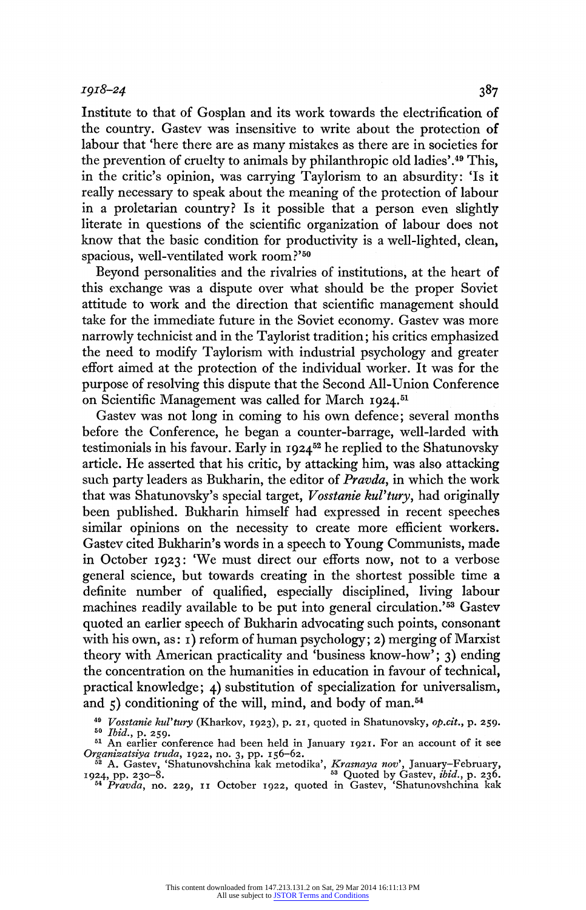Institute to that of Gosplan and its work towards the electrification of the country. Gastev was insensitive to write about the protection of labour that 'here there are as many mistakes as there are in societies for the prevention of cruelty to animals by philanthropic old ladies'.[49] This, in the critic's opinion, was carrying Taylorism to an absurdity: 'Is it really necessary to speak about the meaning of the protection of labour in a proletarian country? Is it possible that a person even slightly literate in questions of the scientific organization of labour does not know that the basic condition for productivity is a well-lighted, clean, spacious, well-ventilated work room?'[50]

Beyond personalities and the rivalries of institutions, at the heart of this exchange was a dispute over what should be the proper Soviet attitude to work and the direction that scientific management should take for the immediate future in the Soviet economy. Gastev was more narrowly technicist and in the Taylorist tradition; his critics emphasized the need to modify Taylorism with industrial psychology and greater effort aimed at the protection of the individual worker. It was for the purpose of resolving this dispute that the Second All-Union Conference on Scientific Management was called for March 1924.[51]

Gastev was not long in coming to his own defence; several months before the Conference, he began a counter-barrage, well-larded with testimonials in his favour. Early in 1924[52] he replied to the Shatunovsky article. He asserted that his critic, by attacking him, was also attacking such party leaders as Bukharin, the editor of *Pravda*, in which the work that was Shatunovsky's special target, *Vosstanie kul'tury*, had originally been published. Bukharin himself had expressed in recent speeches similar opinions on the necessity to create more efficient workers. Gastev cited Bukharin's words in a speech to Young Communists, made in October 1923: 'We must direct our efforts now, not to a verbose general science, but towards creating in the shortest possible time a definite number of qualified, especially disciplined, living labour machines readily available to be put into general circulation.'[53] Gastev quoted an earlier speech of Bukharin advocating such points, consonant with his own, as: 1) reform of human psychology; 2) merging of Marxist theory with American practicality and 'business know-how'; 3) ending the concentration on the humanities in education in favour of technical, practical knowledge; 4) substitution of specialization for universalism, and 5) conditioning of the will, mind, and body of man.[54]

[49] *Vosstanie kul'tury* (Kharkov, 1923), p. 21, quoted in Shatunovsky, *op.cit.*, p. 259.

[50] *Ibid.*, p. 259.

[51] An earlier conference had been held in January 1921. For an account of it see *Organizatsiya truda*, 1922, no. 3, pp. 156–62.

[52] A. Gastev, 'Shatunovshchina kak metodika', *Krasnaya nov'*, January–February, 1924, pp. 230–8.

[53] Quoted by Gastev, *ibid.*, p. 236.

[54] *Pravda*, no. 229, 11 October 1922, quoted in Gastev, 'Shatunovshchina kak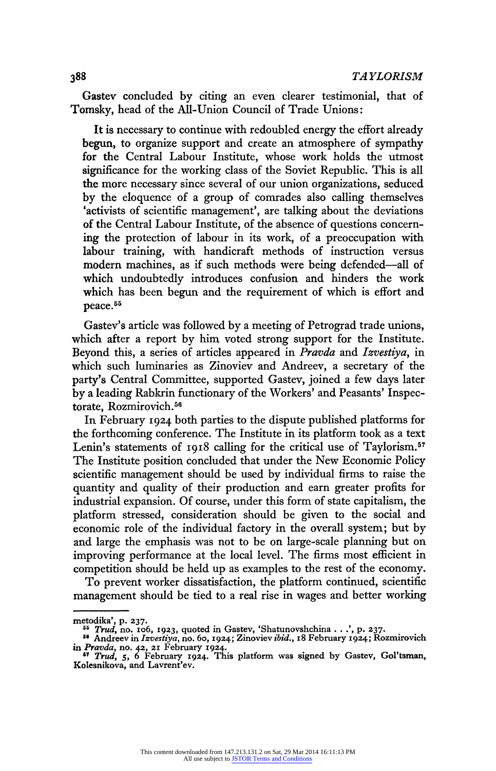Gastev concluded by citing an even clearer testimonial, that of Tomsky, head of the All-Union Council of Trade Unions:

> It is necessary to continue with redoubled energy the effort already begun, to organize support and create an atmosphere of sympathy for the Central Labour Institute, whose work holds the utmost significance for the working class of the Soviet Republic. This is all the more necessary since several of our union organizations, seduced by the eloquence of a group of comrades also calling themselves 'activists of scientific management', are talking about the deviations of the Central Labour Institute, of the absence of questions concerning the protection of labour in its work, of a preoccupation with labour training, with handicraft methods of instruction versus modern machines, as if such methods were being defended—all of which undoubtedly introduces confusion and hinders the work which has been begun and the requirement of which is effort and peace.[55]

Gastev's article was followed by a meeting of Petrograd trade unions, which after a report by him voted strong support for the Institute. Beyond this, a series of articles appeared in *Pravda* and *Izvestiya*, in which such luminaries as Zinoviev and Andreev, a secretary of the party's Central Committee, supported Gastev, joined a few days later by a leading Rabkrin functionary of the Workers' and Peasants' Inspectorate, Rozmirovich.[56]

In February 1924 both parties to the dispute published platforms for the forthcoming conference. The Institute in its platform took as a text Lenin's statements of 1918 calling for the critical use of Taylorism.[57] The Institute position concluded that under the New Economic Policy scientific management should be used by individual firms to raise the quantity and quality of their production and earn greater profits for industrial expansion. Of course, under this form of state capitalism, the platform stressed, consideration should be given to the social and economic role of the individual factory in the overall system; but by and large the emphasis was not to be on large-scale planning but on improving performance at the local level. The firms most efficient in competition should be held up as examples to the rest of the economy.

To prevent worker dissatisfaction, the platform continued, scientific management should be tied to a real rise in wages and better working

---

metodika', p. 237.

[55] *Trud*, no. 106, 1923, quoted in Gastev, 'Shatunovshchina . . .', p. 237.

[56] Andreev in *Izvestiya*, no. 60, 1924; Zinoviev *ibid.*, 18 February 1924; Rozmirovich in *Pravda*, no. 42, 21 February 1924.

[57] *Trud*, 5, 6 February 1924. This platform was signed by Gastev, Gol'tsman, Kolesnikova, and Lavrent'ev.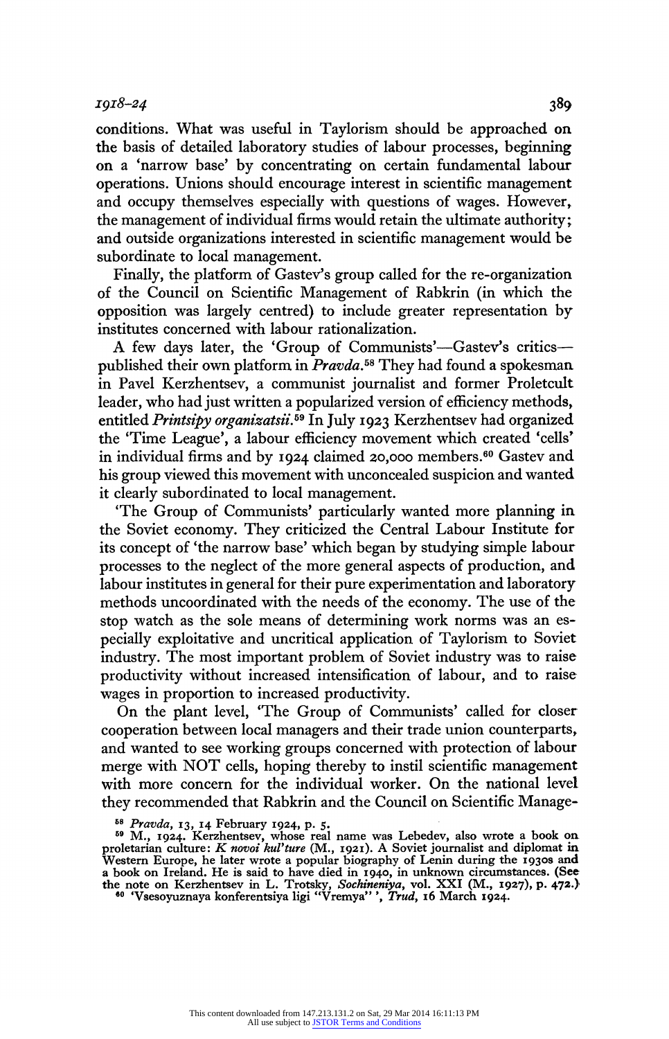conditions. What was useful in Taylorism should be approached on the basis of detailed laboratory studies of labour processes, beginning on a 'narrow base' by concentrating on certain fundamental labour operations. Unions should encourage interest in scientific management and occupy themselves especially with questions of wages. However, the management of individual firms would retain the ultimate authority; and outside organizations interested in scientific management would be subordinate to local management.

Finally, the platform of Gastev's group called for the re-organization of the Council on Scientific Management of Rabkrin (in which the opposition was largely centred) to include greater representation by institutes concerned with labour rationalization.

A few days later, the 'Group of Communists'—Gastev's critics—published their own platform in *Pravda*.[58] They had found a spokesman in Pavel Kerzhentsev, a communist journalist and former Proletcult leader, who had just written a popularized version of efficiency methods, entitled *Printsipy organizatsii*.[59] In July 1923 Kerzhentsev had organized the 'Time League', a labour efficiency movement which created 'cells' in individual firms and by 1924 claimed 20,000 members.[60] Gastev and his group viewed this movement with unconcealed suspicion and wanted it clearly subordinated to local management.

'The Group of Communists' particularly wanted more planning in the Soviet economy. They criticized the Central Labour Institute for its concept of 'the narrow base' which began by studying simple labour processes to the neglect of the more general aspects of production, and labour institutes in general for their pure experimentation and laboratory methods uncoordinated with the needs of the economy. The use of the stop watch as the sole means of determining work norms was an especially exploitative and uncritical application of Taylorism to Soviet industry. The most important problem of Soviet industry was to raise productivity without increased intensification of labour, and to raise wages in proportion to increased productivity.

On the plant level, 'The Group of Communists' called for closer cooperation between local managers and their trade union counterparts, and wanted to see working groups concerned with protection of labour merge with NOT cells, hoping thereby to instil scientific management with more concern for the individual worker. On the national level they recommended that Rabkrin and the Council on Scientific Manage-

[58] *Pravda*, 13, 14 February 1924, p. 5.

[59] M., 1924. Kerzhentsev, whose real name was Lebedev, also wrote a book on proletarian culture: *K novoi kul'ture* (M., 1921). A Soviet journalist and diplomat in Western Europe, he later wrote a popular biography of Lenin during the 1930s and a book on Ireland. He is said to have died in 1940, in unknown circumstances. (See the note on Kerzhentsev in L. Trotsky, *Sochineniya*, vol. XXI (M., 1927), p. 472.)

[60] 'Vsesoyuznaya konferentsiya ligi "Vremya"', *Trud*, 16 March 1924.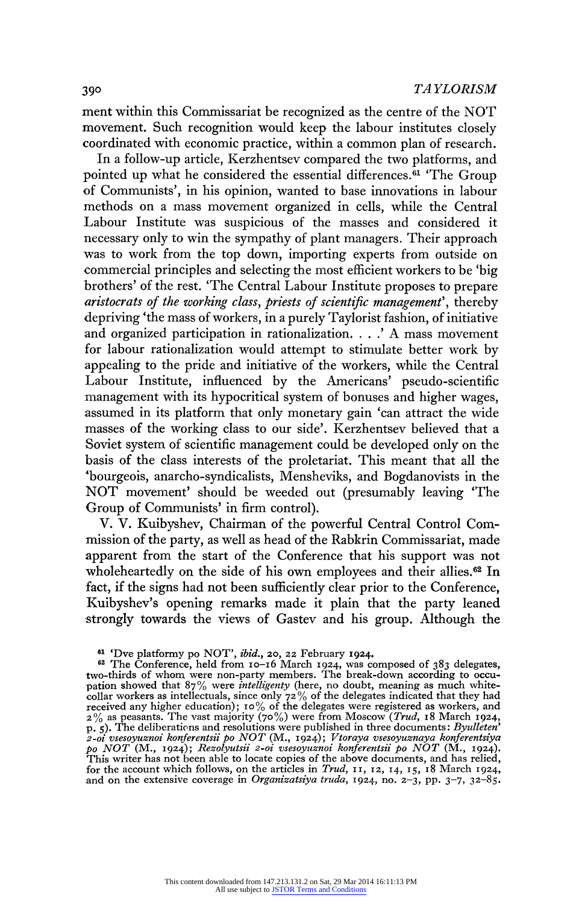ment within this Commissariat be recognized as the centre of the NOT movement. Such recognition would keep the labour institutes closely coordinated with economic practice, within a common plan of research.

In a follow-up article, Kerzhentsev compared the two platforms, and pointed up what he considered the essential differences.[61] 'The Group of Communists', in his opinion, wanted to base innovations in labour methods on a mass movement organized in cells, while the Central Labour Institute was suspicious of the masses and considered it necessary only to win the sympathy of plant managers. Their approach was to work from the top down, importing experts from outside on commercial principles and selecting the most efficient workers to be 'big brothers' of the rest. 'The Central Labour Institute proposes to prepare *aristocrats of the working class, priests of scientific management*', thereby depriving 'the mass of workers, in a purely Taylorist fashion, of initiative and organized participation in rationalization. . . .' A mass movement for labour rationalization would attempt to stimulate better work by appealing to the pride and initiative of the workers, while the Central Labour Institute, influenced by the Americans' pseudo-scientific management with its hypocritical system of bonuses and higher wages, assumed in its platform that only monetary gain 'can attract the wide masses of the working class to our side'. Kerzhentsev believed that a Soviet system of scientific management could be developed only on the basis of the class interests of the proletariat. This meant that all the 'bourgeois, anarcho-syndicalists, Mensheviks, and Bogdanovists in the NOT movement' should be weeded out (presumably leaving 'The Group of Communists' in firm control).

V. V. Kuibyshev, Chairman of the powerful Central Control Commission of the party, as well as head of the Rabkrin Commissariat, made apparent from the start of the Conference that his support was not wholeheartedly on the side of his own employees and their allies.[62] In fact, if the signs had not been sufficiently clear prior to the Conference, Kuibyshev's opening remarks made it plain that the party leaned strongly towards the views of Gastev and his group. Although the

[61] 'Dve platformy po NOT', *ibid.*, 20, 22 February 1924.

[62] The Conference, held from 10–16 March 1924, was composed of 383 delegates, two-thirds of whom were non-party members. The break-down according to occupation showed that 87% were *intelligenty* (here, no doubt, meaning as much white-collar workers as intellectuals, since only 72% of the delegates indicated that they had received any higher education); 10% of the delegates were registered as workers, and 2% as peasants. The vast majority (70%) were from Moscow (*Trud*, 18 March 1924, p. 5). The deliberations and resolutions were published in three documents: *Byulleten' 2-oi vsesoyuznoi konferentsii po NOT* (M., 1924); *Vtoraya vsesoyuznaya konferentsiya po NOT* (M., 1924); *Rezolyutsii 2-oi vsesoyuznoi konferentsii po NOT* (M., 1924). This writer has not been able to locate copies of the above documents, and has relied, for the account which follows, on the articles in *Trud*, 11, 12, 14, 15, 18 March 1924, and on the extensive coverage in *Organizatsiya truda*, 1924, no. 2–3, pp. 3–7, 32–85.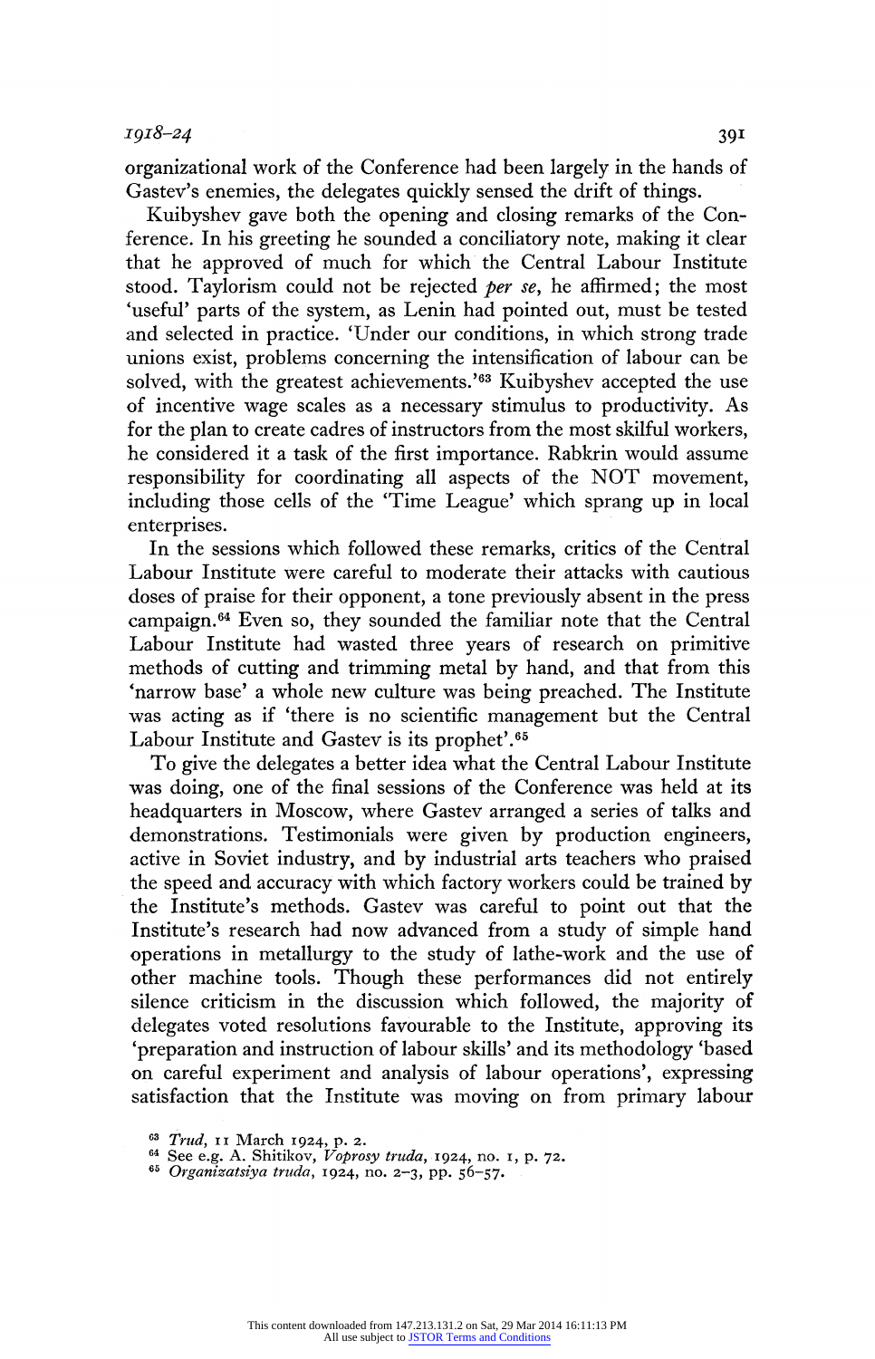organizational work of the Conference had been largely in the hands of Gastev's enemies, the delegates quickly sensed the drift of things.

Kuibyshev gave both the opening and closing remarks of the Conference. In his greeting he sounded a conciliatory note, making it clear that he approved of much for which the Central Labour Institute stood. Taylorism could not be rejected *per se*, he affirmed; the most 'useful' parts of the system, as Lenin had pointed out, must be tested and selected in practice. 'Under our conditions, in which strong trade unions exist, problems concerning the intensification of labour can be solved, with the greatest achievements.'[63] Kuibyshev accepted the use of incentive wage scales as a necessary stimulus to productivity. As for the plan to create cadres of instructors from the most skilful workers, he considered it a task of the first importance. Rabkrin would assume responsibility for coordinating all aspects of the NOT movement, including those cells of the 'Time League' which sprang up in local enterprises.

In the sessions which followed these remarks, critics of the Central Labour Institute were careful to moderate their attacks with cautious doses of praise for their opponent, a tone previously absent in the press campaign.[64] Even so, they sounded the familiar note that the Central Labour Institute had wasted three years of research on primitive methods of cutting and trimming metal by hand, and that from this 'narrow base' a whole new culture was being preached. The Institute was acting as if 'there is no scientific management but the Central Labour Institute and Gastev is its prophet'.[65]

To give the delegates a better idea what the Central Labour Institute was doing, one of the final sessions of the Conference was held at its headquarters in Moscow, where Gastev arranged a series of talks and demonstrations. Testimonials were given by production engineers, active in Soviet industry, and by industrial arts teachers who praised the speed and accuracy with which factory workers could be trained by the Institute's methods. Gastev was careful to point out that the Institute's research had now advanced from a study of simple hand operations in metallurgy to the study of lathe-work and the use of other machine tools. Though these performances did not entirely silence criticism in the discussion which followed, the majority of delegates voted resolutions favourable to the Institute, approving its 'preparation and instruction of labour skills' and its methodology 'based on careful experiment and analysis of labour operations', expressing satisfaction that the Institute was moving on from primary labour

[63] *Trud*, 11 March 1924, p. 2.

[64] See e.g. A. Shitikov, *Voprosy truda*, 1924, no. 1, p. 72.

[65] *Organizatsiya truda*, 1924, no. 2–3, pp. 56–57.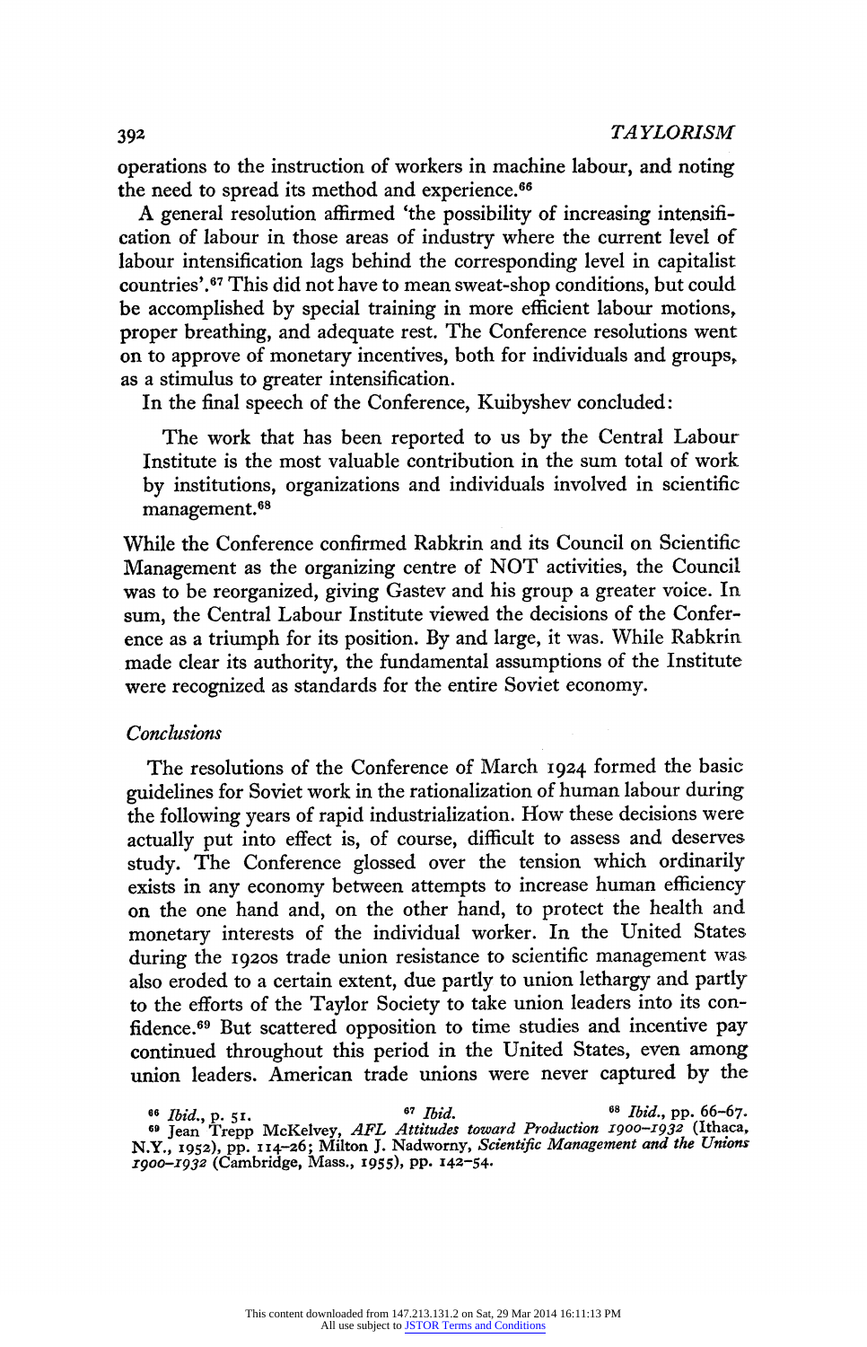operations to the instruction of workers in machine labour, and noting the need to spread its method and experience.[66]

A general resolution affirmed 'the possibility of increasing intensification of labour in those areas of industry where the current level of labour intensification lags behind the corresponding level in capitalist countries'.[67] This did not have to mean sweat-shop conditions, but could be accomplished by special training in more efficient labour motions, proper breathing, and adequate rest. The Conference resolutions went on to approve of monetary incentives, both for individuals and groups, as a stimulus to greater intensification.

In the final speech of the Conference, Kuibyshev concluded:

> The work that has been reported to us by the Central Labour Institute is the most valuable contribution in the sum total of work by institutions, organizations and individuals involved in scientific management.[68]

While the Conference confirmed Rabkrin and its Council on Scientific Management as the organizing centre of NOT activities, the Council was to be reorganized, giving Gastev and his group a greater voice. In sum, the Central Labour Institute viewed the decisions of the Conference as a triumph for its position. By and large, it was. While Rabkrin made clear its authority, the fundamental assumptions of the Institute were recognized as standards for the entire Soviet economy.

### *Conclusions*

The resolutions of the Conference of March 1924 formed the basic guidelines for Soviet work in the rationalization of human labour during the following years of rapid industrialization. How these decisions were actually put into effect is, of course, difficult to assess and deserves study. The Conference glossed over the tension which ordinarily exists in any economy between attempts to increase human efficiency on the one hand and, on the other hand, to protect the health and monetary interests of the individual worker. In the United States during the 1920s trade union resistance to scientific management was also eroded to a certain extent, due partly to union lethargy and partly to the efforts of the Taylor Society to take union leaders into its confidence.[69] But scattered opposition to time studies and incentive pay continued throughout this period in the United States, even among union leaders. American trade unions were never captured by the

---

[66] *Ibid.*, p. 51. [67] *Ibid.* [68] *Ibid.*, pp. 66–67.

[69] Jean Trepp McKelvey, *AFL Attitudes toward Production 1900–1932* (Ithaca, N.Y., 1952), pp. 114–26; Milton J. Nadworny, *Scientific Management and the Unions 1900–1932* (Cambridge, Mass., 1955), pp. 142–54.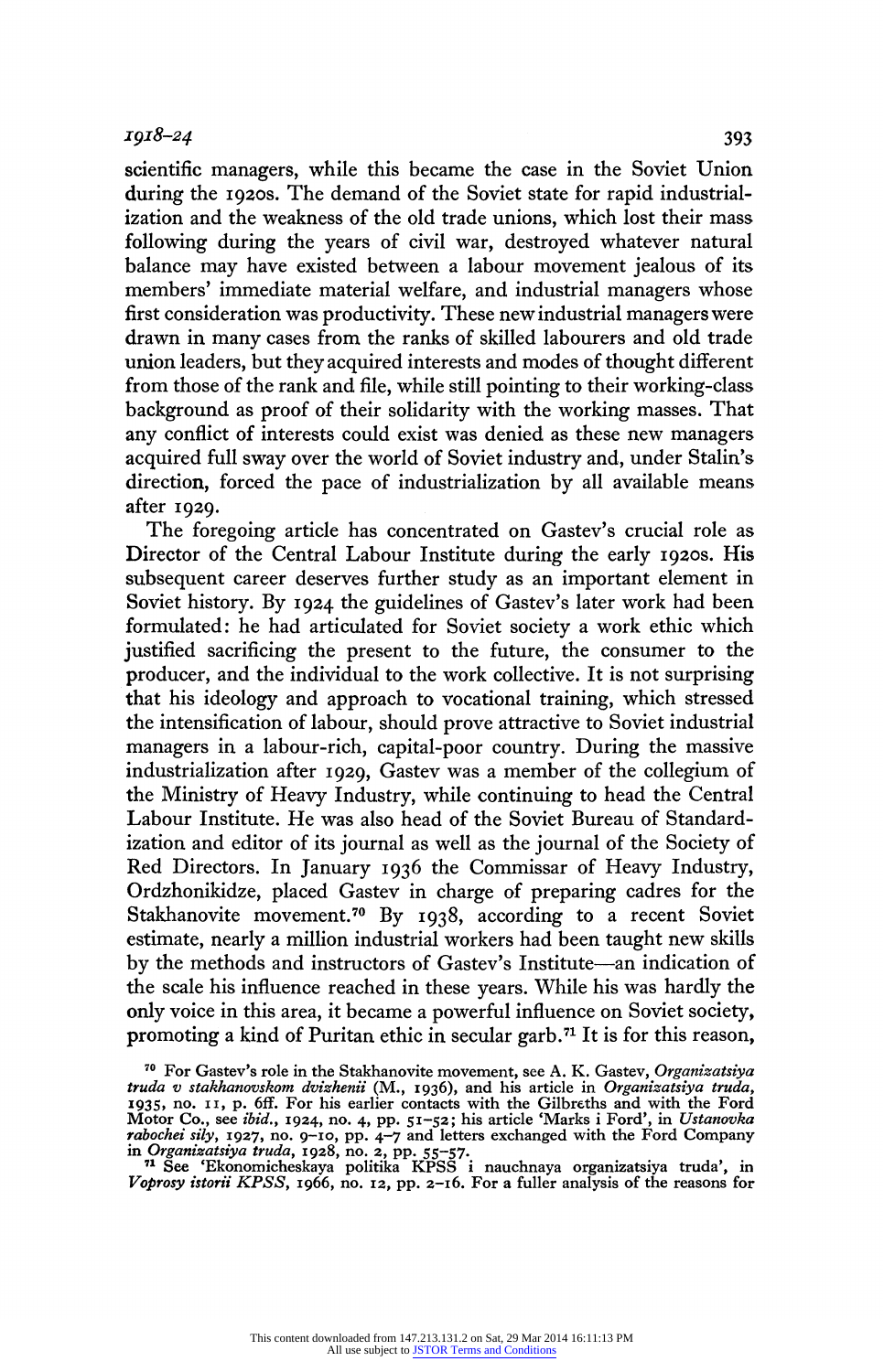scientific managers, while this became the case in the Soviet Union during the 1920s. The demand of the Soviet state for rapid industrialization and the weakness of the old trade unions, which lost their mass following during the years of civil war, destroyed whatever natural balance may have existed between a labour movement jealous of its members' immediate material welfare, and industrial managers whose first consideration was productivity. These new industrial managers were drawn in many cases from the ranks of skilled labourers and old trade union leaders, but they acquired interests and modes of thought different from those of the rank and file, while still pointing to their working-class background as proof of their solidarity with the working masses. That any conflict of interests could exist was denied as these new managers acquired full sway over the world of Soviet industry and, under Stalin's direction, forced the pace of industrialization by all available means after 1929.

The foregoing article has concentrated on Gastev's crucial role as Director of the Central Labour Institute during the early 1920s. His subsequent career deserves further study as an important element in Soviet history. By 1924 the guidelines of Gastev's later work had been formulated: he had articulated for Soviet society a work ethic which justified sacrificing the present to the future, the consumer to the producer, and the individual to the work collective. It is not surprising that his ideology and approach to vocational training, which stressed the intensification of labour, should prove attractive to Soviet industrial managers in a labour-rich, capital-poor country. During the massive industrialization after 1929, Gastev was a member of the collegium of the Ministry of Heavy Industry, while continuing to head the Central Labour Institute. He was also head of the Soviet Bureau of Standardization and editor of its journal as well as the journal of the Society of Red Directors. In January 1936 the Commissar of Heavy Industry, Ordzhonikidze, placed Gastev in charge of preparing cadres for the Stakhanovite movement.[70] By 1938, according to a recent Soviet estimate, nearly a million industrial workers had been taught new skills by the methods and instructors of Gastev's Institute—an indication of the scale his influence reached in these years. While his was hardly the only voice in this area, it became a powerful influence on Soviet society, promoting a kind of Puritan ethic in secular garb.[71] It is for this reason,

[70] For Gastev's role in the Stakhanovite movement, see A. K. Gastev, *Organizatsiya truda v stakhanovskom dvizhenii* (M., 1936), and his article in *Organizatsiya truda*, 1935, no. 11, p. 6ff. For his earlier contacts with the Gilbreths and with the Ford Motor Co., see *ibid.*, 1924, no. 4, pp. 51–52; his article 'Marks i Ford', in *Ustanovka rabochei sily*, 1927, no. 9–10, pp. 4–7 and letters exchanged with the Ford Company in *Organizatsiya truda*, 1928, no. 2, pp. 55–57.

[71] See 'Ekonomicheskaya politika KPSS i nauchnaya organizatsiya truda', in *Voprosy istorii KPSS*, 1966, no. 12, pp. 2–16. For a fuller analysis of the reasons for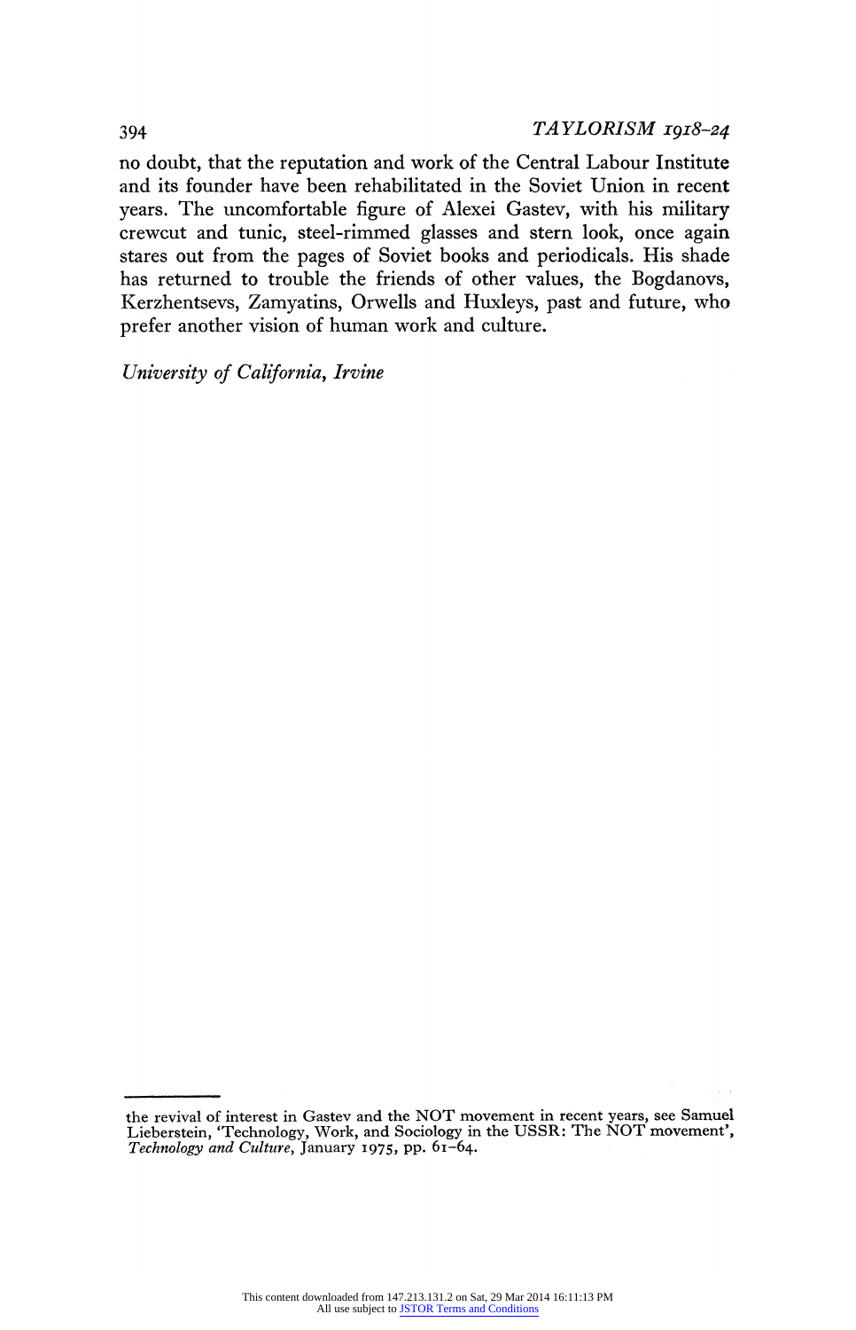no doubt, that the reputation and work of the Central Labour Institute and its founder have been rehabilitated in the Soviet Union in recent years. The uncomfortable figure of Alexei Gastev, with his military crewcut and tunic, steel-rimmed glasses and stern look, once again stares out from the pages of Soviet books and periodicals. His shade has returned to trouble the friends of other values, the Bogdanovs, Kerzhentsevs, Zamyatins, Orwells and Huxleys, past and future, who prefer another vision of human work and culture.

*University of California, Irvine*

---

the revival of interest in Gastev and the NOT movement in recent years, see Samuel Lieberstein, 'Technology, Work, and Sociology in the USSR: The NOT movement', *Technology and Culture*, January 1975, pp. 61–64.